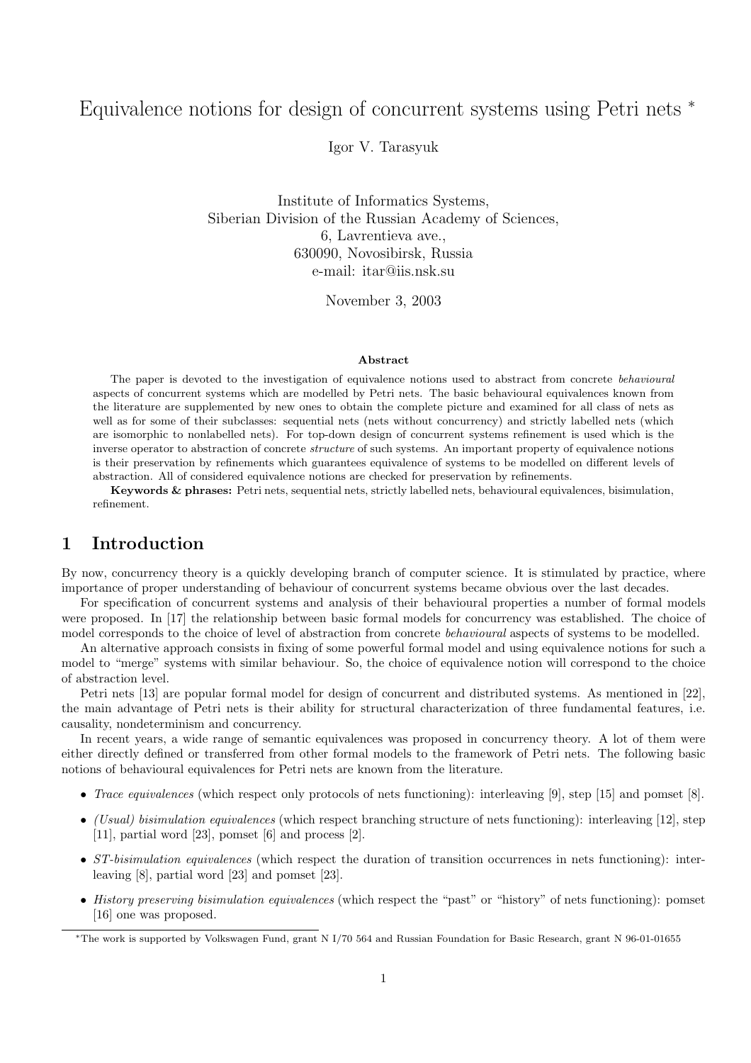# Equivalence notions for design of concurrent systems using Petri nets *

Igor V. Tarasyuk

Institute of Informatics Systems,
Siberian Division of the Russian Academy of Sciences,
6, Lavrentieva ave.,
630090, Novosibirsk, Russia
e-mail: itar@iis.nsk.su

November 3, 2003

**Abstract**

The paper is devoted to the investigation of equivalence notions used to abstract from concrete *behavioural* aspects of concurrent systems which are modelled by Petri nets. The basic behavioural equivalences known from the literature are supplemented by new ones to obtain the complete picture and examined for all class of nets as well as for some of their subclasses: sequential nets (nets without concurrency) and strictly labelled nets (which are isomorphic to nonlabelled nets). For top-down design of concurrent systems refinement is used which is the inverse operator to abstraction of concrete *structure* of such systems. An important property of equivalence notions is their preservation by refinements which guarantees equivalence of systems to be modelled on different levels of abstraction. All of considered equivalence notions are checked for preservation by refinements.

**Keywords & phrases:** Petri nets, sequential nets, strictly labelled nets, behavioural equivalences, bisimulation, refinement.

## 1 Introduction

By now, concurrency theory is a quickly developing branch of computer science. It is stimulated by practice, where importance of proper understanding of behaviour of concurrent systems became obvious over the last decades.

For specification of concurrent systems and analysis of their behavioural properties a number of formal models were proposed. In [17] the relationship between basic formal models for concurrency was established. The choice of model corresponds to the choice of level of abstraction from concrete *behavioural* aspects of systems to be modelled.

An alternative approach consists in fixing of some powerful formal model and using equivalence notions for such a model to "merge" systems with similar behaviour. So, the choice of equivalence notion will correspond to the choice of abstraction level.

Petri nets [13] are popular formal model for design of concurrent and distributed systems. As mentioned in [22], the main advantage of Petri nets is their ability for structural characterization of three fundamental features, i.e. causality, nondeterminism and concurrency.

In recent years, a wide range of semantic equivalences was proposed in concurrency theory. A lot of them were either directly defined or transferred from other formal models to the framework of Petri nets. The following basic notions of behavioural equivalences for Petri nets are known from the literature.

- *Trace equivalences* (which respect only protocols of nets functioning): interleaving [9], step [15] and pomset [8].
- *(Usual) bisimulation equivalences* (which respect branching structure of nets functioning): interleaving [12], step [11], partial word [23], pomset [6] and process [2].
- *ST-bisimulation equivalences* (which respect the duration of transition occurrences in nets functioning): interleaving [8], partial word [23] and pomset [23].
- *History preserving bisimulation equivalences* (which respect the "past" or "history" of nets functioning): pomset [16] one was proposed.

*The work is supported by Volkswagen Fund, grant N I/70 564 and Russian Foundation for Basic Research, grant N 96-01-01655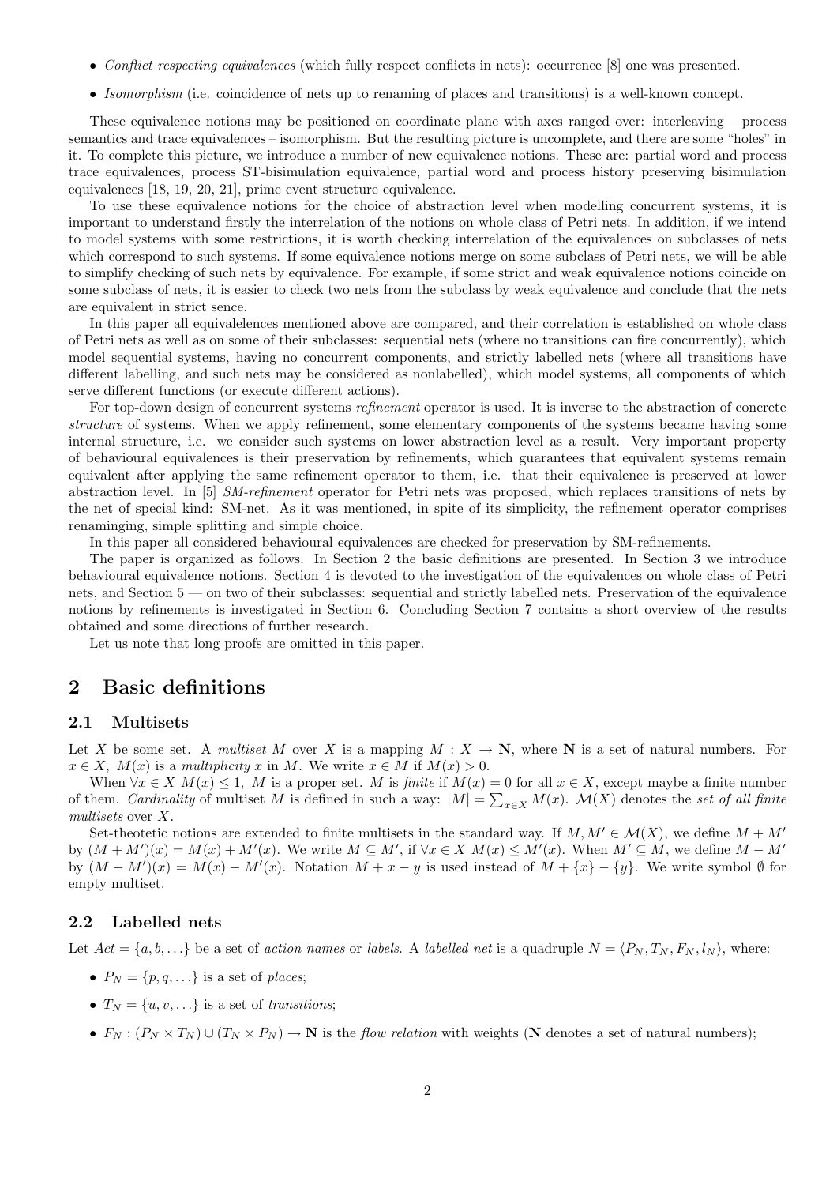- *Conflict respecting equivalences* (which fully respect conflicts in nets): occurrence [8] one was presented.
- *Isomorphism* (i.e. coincidence of nets up to renaming of places and transitions) is a well-known concept.

These equivalence notions may be positioned on coordinate plane with axes ranged over: interleaving – process semantics and trace equivalences – isomorphism. But the resulting picture is uncomplete, and there are some "holes" in it. To complete this picture, we introduce a number of new equivalence notions. These are: partial word and process trace equivalences, process ST-bisimulation equivalence, partial word and process history preserving bisimulation equivalences [18, 19, 20, 21], prime event structure equivalence.

To use these equivalence notions for the choice of abstraction level when modelling concurrent systems, it is important to understand firstly the interrelation of the notions on whole class of Petri nets. In addition, if we intend to model systems with some restrictions, it is worth checking interrelation of the equivalences on subclasses of nets which correspond to such systems. If some equivalence notions merge on some subclass of Petri nets, we will be able to simplify checking of such nets by equivalence. For example, if some strict and weak equivalence notions coincide on some subclass of nets, it is easier to check two nets from the subclass by weak equivalence and conclude that the nets are equivalent in strict sence.

In this paper all equivalelences mentioned above are compared, and their correlation is established on whole class of Petri nets as well as on some of their subclasses: sequential nets (where no transitions can fire concurrently), which model sequential systems, having no concurrent components, and strictly labelled nets (where all transitions have different labelling, and such nets may be considered as nonlabelled), which model systems, all components of which serve different functions (or execute different actions).

For top-down design of concurrent systems *refinement* operator is used. It is inverse to the abstraction of concrete *structure* of systems. When we apply refinement, some elementary components of the systems became having some internal structure, i.e. we consider such systems on lower abstraction level as a result. Very important property of behavioural equivalences is their preservation by refinements, which guarantees that equivalent systems remain equivalent after applying the same refinement operator to them, i.e. that their equivalence is preserved at lower abstraction level. In [5] *SM-refinement* operator for Petri nets was proposed, which replaces transitions of nets by the net of special kind: SM-net. As it was mentioned, in spite of its simplicity, the refinement operator comprises renaminging, simple splitting and simple choice.

In this paper all considered behavioural equivalences are checked for preservation by SM-refinements.

The paper is organized as follows. In Section 2 the basic definitions are presented. In Section 3 we introduce behavioural equivalence notions. Section 4 is devoted to the investigation of the equivalences on whole class of Petri nets, and Section 5 — on two of their subclasses: sequential and strictly labelled nets. Preservation of the equivalence notions by refinements is investigated in Section 6. Concluding Section 7 contains a short overview of the results obtained and some directions of further research.

Let us note that long proofs are omitted in this paper.

## 2 Basic definitions

### 2.1 Multisets

Let $X$ be some set. A *multiset* $M$ over $X$ is a mapping $M : X \to \mathbf{N}$, where $\mathbf{N}$ is a set of natural numbers. For $x \in X$, $M(x)$ is a *multiplicity* $x$ in $M$. We write $x \in M$ if $M(x) > 0$.

When $\forall x \in X\ M(x) \leq 1$, $M$ is a proper set. $M$ is *finite* if $M(x) = 0$ for all $x \in X$, except maybe a finite number of them. *Cardinality* of multiset $M$ is defined in such a way: $|M| = \sum_{x \in X} M(x)$. $\mathcal{M}(X)$ denotes the *set of all finite multisets* over $X$.

Set-theotetic notions are extended to finite multisets in the standard way. If $M, M' \in \mathcal{M}(X)$, we define $M + M'$ by $(M + M')(x) = M(x) + M'(x)$. We write $M \subseteq M'$, if $\forall x \in X\ M(x) \leq M'(x)$. When $M' \subseteq M$, we define $M - M'$ by $(M - M')(x) = M(x) - M'(x)$. Notation $M + x - y$ is used instead of $M + \{x\} - \{y\}$. We write symbol $\emptyset$ for empty multiset.

### 2.2 Labelled nets

Let $Act = \{a, b, \ldots\}$ be a set of *action names* or *labels*. A *labelled net* is a quadruple $N = \langle P_N, T_N, F_N, l_N \rangle$, where:

- $P_N = \{p, q, \ldots\}$ is a set of *places*;
- $T_N = \{u, v, \ldots\}$ is a set of *transitions*;
- $F_N : (P_N \times T_N) \cup (T_N \times P_N) \to \mathbf{N}$ is the *flow relation* with weights ($\mathbf{N}$ denotes a set of natural numbers);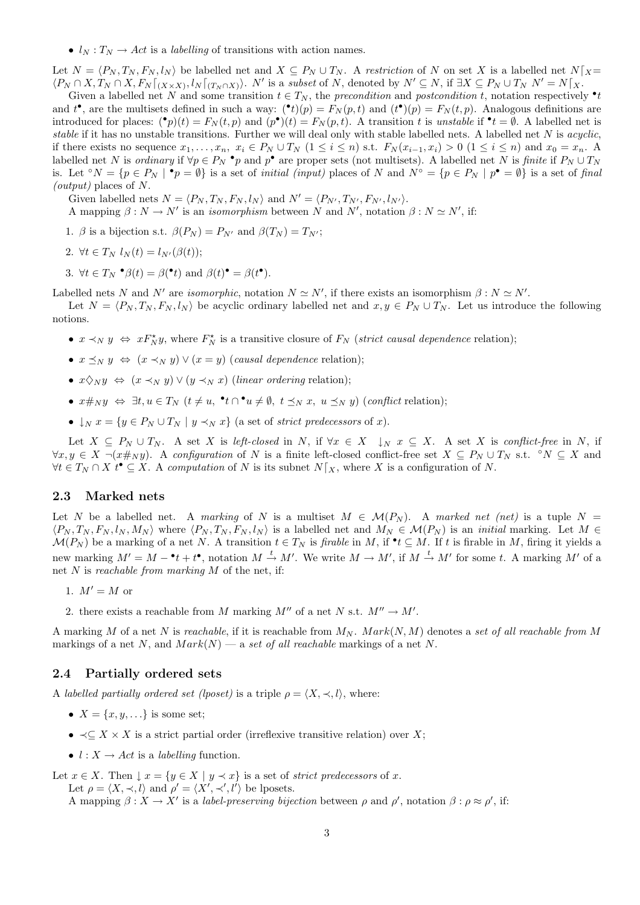- $l_N : T_N \to Act$ is a *labelling* of transitions with action names.

Let $N = \langle P_N, T_N, F_N, l_N \rangle$ be labelled net and $X \subseteq P_N \cup T_N$. A *restriction* of $N$ on set $X$ is a labelled net $N\lceil_X = \langle P_N \cap X, T_N \cap X, F_N\lceil_{(X\times X)}, l_N\lceil_{(T_N\cap X)}\rangle$. $N'$ is a *subset* of $N$, denoted by $N' \subseteq N$, if $\exists X \subseteq P_N \cup T_N \; N' = N\lceil_X$.

Given a labelled net $N$ and some transition $t \in T_N$, the *precondition* and *postcondition* $t$, notation respectively $^\bullet t$ and $t^\bullet$, are the multisets defined in such a way: $(^\bullet t)(p) = F_N(p,t)$ and $(t^\bullet)(p) = F_N(t,p)$. Analogous definitions are introduced for places: $(^\bullet p)(t) = F_N(t,p)$ and $(p^\bullet)(t) = F_N(p,t)$. A transition $t$ is *unstable* if $^\bullet t = \emptyset$. A labelled net is *stable* if it has no unstable transitions. Further we will deal only with stable labelled nets. A labelled net $N$ is *acyclic*, if there exists no sequence $x_1, \dots, x_n,\; x_i \in P_N \cup T_N \; (1 \leq i \leq n)$ s.t. $F_N(x_{i-1}, x_i) > 0 \; (1 \leq i \leq n)$ and $x_0 = x_n$. A labelled net $N$ is *ordinary* if $\forall p \in P_N \; ^\bullet p$ and $p^\bullet$ are proper sets (not multisets). A labelled net $N$ is *finite* if $P_N \cup T_N$ is. Let $^\circ N = \{p \in P_N \mid {}^\bullet p = \emptyset\}$ is a set of *initial (input)* places of $N$ and $N^\circ = \{p \in P_N \mid p^\bullet = \emptyset\}$ is a set of *final (output)* places of $N$.

Given labelled nets $N = \langle P_N, T_N, F_N, l_N \rangle$ and $N' = \langle P_{N'}, T_{N'}, F_{N'}, l_{N'} \rangle$.

A mapping $\beta : N \to N'$ is an *isomorphism* between $N$ and $N'$, notation $\beta : N \simeq N'$, if:

1. $\beta$ is a bijection s.t. $\beta(P_N) = P_{N'}$ and $\beta(T_N) = T_{N'}$;
2. $\forall t \in T_N \; l_N(t) = l_{N'}(\beta(t))$;
3. $\forall t \in T_N \; ^\bullet\beta(t) = \beta(^\bullet t)$ and $\beta(t)^\bullet = \beta(t^\bullet)$.

Labelled nets $N$ and $N'$ are *isomorphic*, notation $N \simeq N'$, if there exists an isomorphism $\beta : N \simeq N'$.

Let $N = \langle P_N, T_N, F_N, l_N \rangle$ be acyclic ordinary labelled net and $x, y \in P_N \cup T_N$. Let us introduce the following notions.

- $x \prec_N y \;\Leftrightarrow\; x F_N^\star y$, where $F_N^\star$ is a transitive closure of $F_N$ (*strict causal dependence* relation);
- $x \preceq_N y \;\Leftrightarrow\; (x \prec_N y) \vee (x = y)$ (*causal dependence* relation);
- $x \Diamond_N y \;\Leftrightarrow\; (x \prec_N y) \vee (y \prec_N x)$ (*linear ordering* relation);
- $x \#_N y \;\Leftrightarrow\; \exists t, u \in T_N \; (t \neq u,\; ^\bullet t \cap {}^\bullet u \neq \emptyset,\; t \preceq_N x,\; u \preceq_N y)$ (*conflict* relation);
- $\downarrow_N x = \{y \in P_N \cup T_N \mid y \prec_N x\}$ (a set of *strict predecessors* of $x$).

Let $X \subseteq P_N \cup T_N$. A set $X$ is *left-closed* in $N$, if $\forall x \in X \;\; \downarrow_N x \subseteq X$. A set $X$ is *conflict-free* in $N$, if $\forall x, y \in X \; \neg(x \#_N y)$. A *configuration* of $N$ is a finite left-closed conflict-free set $X \subseteq P_N \cup T_N$ s.t. $^\circ N \subseteq X$ and $\forall t \in T_N \cap X \; t^\bullet \subseteq X$. A *computation* of $N$ is its subnet $N\lceil_X$, where $X$ is a configuration of $N$.

## 2.3 Marked nets

Let $N$ be a labelled net. A *marking* of $N$ is a multiset $M \in \mathcal{M}(P_N)$. A *marked net (net)* is a tuple $N = \langle P_N, T_N, F_N, l_N, M_N \rangle$ where $\langle P_N, T_N, F_N, l_N \rangle$ is a labelled net and $M_N \in \mathcal{M}(P_N)$ is an *initial* marking. Let $M \in \mathcal{M}(P_N)$ be a marking of a net $N$. A transition $t \in T_N$ is *firable* in $M$, if $^\bullet t \subseteq M$. If $t$ is firable in $M$, firing it yields a new marking $M' = M - {}^\bullet t + t^\bullet$, notation $M \xrightarrow{t} M'$. We write $M \to M'$, if $M \xrightarrow{t} M'$ for some $t$. A marking $M'$ of a net $N$ is *reachable from marking* $M$ of the net, if:

1. $M' = M$ or
2. there exists a reachable from $M$ marking $M''$ of a net $N$ s.t. $M'' \to M'$.

A marking $M$ of a net $N$ is *reachable*, if it is reachable from $M_N$. $Mark(N, M)$ denotes a *set of all reachable from* $M$ markings of a net $N$, and $Mark(N)$ — a *set of all reachable* markings of a net $N$.

## 2.4 Partially ordered sets

A *labelled partially ordered set (lposet)* is a triple $\rho = \langle X, \prec, l \rangle$, where:

- $X = \{x, y, \dots\}$ is some set;
- $\prec \subseteq X \times X$ is a strict partial order (irreflexive transitive relation) over $X$;
- $l : X \to Act$ is a *labelling* function.

Let $x \in X$. Then $\downarrow x = \{y \in X \mid y \prec x\}$ is a set of *strict predecessors* of $x$.

Let $\rho = \langle X, \prec, l \rangle$ and $\rho' = \langle X', \prec', l' \rangle$ be lposets.

A mapping $\beta : X \to X'$ is a *label-preserving bijection* between $\rho$ and $\rho'$, notation $\beta : \rho \approx \rho'$, if: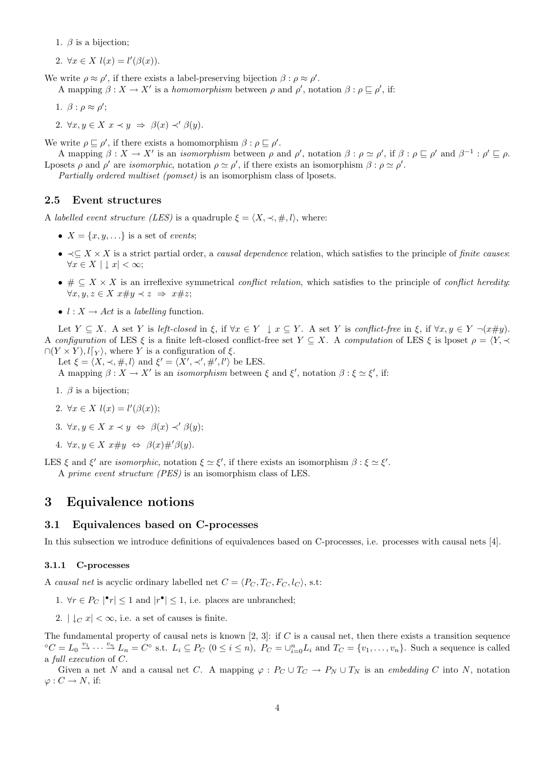1. $\beta$ is a bijection;
2. $\forall x \in X \; l(x) = l'(\beta(x))$.

We write $\rho \approx \rho'$, if there exists a label-preserving bijection $\beta : \rho \approx \rho'$.

A mapping $\beta : X \to X'$ is a *homomorphism* between $\rho$ and $\rho'$, notation $\beta : \rho \sqsubseteq \rho'$, if:

1. $\beta : \rho \approx \rho'$;
2. $\forall x, y \in X \; x \prec y \;\Rightarrow\; \beta(x) \prec' \beta(y)$.

We write $\rho \sqsubseteq \rho'$, if there exists a homomorphism $\beta : \rho \sqsubseteq \rho'$.

A mapping $\beta : X \to X'$ is an *isomorphism* between $\rho$ and $\rho'$, notation $\beta : \rho \simeq \rho'$, if $\beta : \rho \sqsubseteq \rho'$ and $\beta^{-1} : \rho' \sqsubseteq \rho$. Lposets $\rho$ and $\rho'$ are *isomorphic*, notation $\rho \simeq \rho'$, if there exists an isomorphism $\beta : \rho \simeq \rho'$.

*Partially ordered multiset (pomset)* is an isomorphism class of lposets.

### 2.5 Event structures

A *labelled event structure (LES)* is a quadruple $\xi = \langle X, \prec, \#, l \rangle$, where:

- $X = \{x, y, \ldots\}$ is a set of *events*;
- $\prec \subseteq X \times X$ is a strict partial order, a *causal dependence* relation, which satisfies to the principle of *finite causes*: $\forall x \in X \; |\downarrow x| < \infty$;
- $\# \subseteq X \times X$ is an irreflexive symmetrical *conflict relation*, which satisfies to the principle of *conflict heredity*: $\forall x, y, z \in X \; x \# y \prec z \;\Rightarrow\; x \# z$;
- $l : X \to Act$ is a *labelling* function.

Let $Y \subseteq X$. A set $Y$ is *left-closed* in $\xi$, if $\forall x \in Y \;\; \downarrow x \subseteq Y$. A set $Y$ is *conflict-free* in $\xi$, if $\forall x, y \in Y \; \neg(x \# y)$. A *configuration* of LES $\xi$ is a finite left-closed conflict-free set $Y \subseteq X$. A *computation* of LES $\xi$ is lposet $\rho = \langle Y, \prec \cap (Y \times Y), l\lceil_Y \rangle$, where $Y$ is a configuration of $\xi$.

Let $\xi = \langle X, \prec, \#, l \rangle$ and $\xi' = \langle X', \prec', \#', l' \rangle$ be LES.

A mapping $\beta : X \to X'$ is an *isomorphism* between $\xi$ and $\xi'$, notation $\beta : \xi \simeq \xi'$, if:

1. $\beta$ is a bijection;
2. $\forall x \in X \; l(x) = l'(\beta(x))$;
3. $\forall x, y \in X \; x \prec y \;\Leftrightarrow\; \beta(x) \prec' \beta(y)$;
4. $\forall x, y \in X \; x \# y \;\Leftrightarrow\; \beta(x) \#' \beta(y)$.

LES $\xi$ and $\xi'$ are *isomorphic*, notation $\xi \simeq \xi'$, if there exists an isomorphism $\beta : \xi \simeq \xi'$.

A *prime event structure (PES)* is an isomorphism class of LES.

## 3 Equivalence notions

### 3.1 Equivalences based on C-processes

In this subsection we introduce definitions of equivalences based on C-processes, i.e. processes with causal nets [4].

#### 3.1.1 C-processes

A *causal net* is acyclic ordinary labelled net $C = \langle P_C, T_C, F_C, l_C \rangle$, s.t:

1. $\forall r \in P_C \; |^\bullet r| \leq 1$ and $|r^\bullet| \leq 1$, i.e. places are unbranched;
2. $|\downarrow_C x| < \infty$, i.e. a set of causes is finite.

The fundamental property of causal nets is known [2, 3]: if $C$ is a causal net, then there exists a transition sequence ${}^\circ C = L_0 \xrightarrow{v_1} \cdots \xrightarrow{v_n} L_n = C^\circ$ s.t. $L_i \subseteq P_C$ $(0 \leq i \leq n)$, $P_C = \cup_{i=0}^n L_i$ and $T_C = \{v_1, \ldots, v_n\}$. Such a sequence is called a *full execution* of $C$.

Given a net $N$ and a causal net $C$. A mapping $\varphi : P_C \cup T_C \to P_N \cup T_N$ is an *embedding* $C$ into $N$, notation $\varphi : C \to N$, if: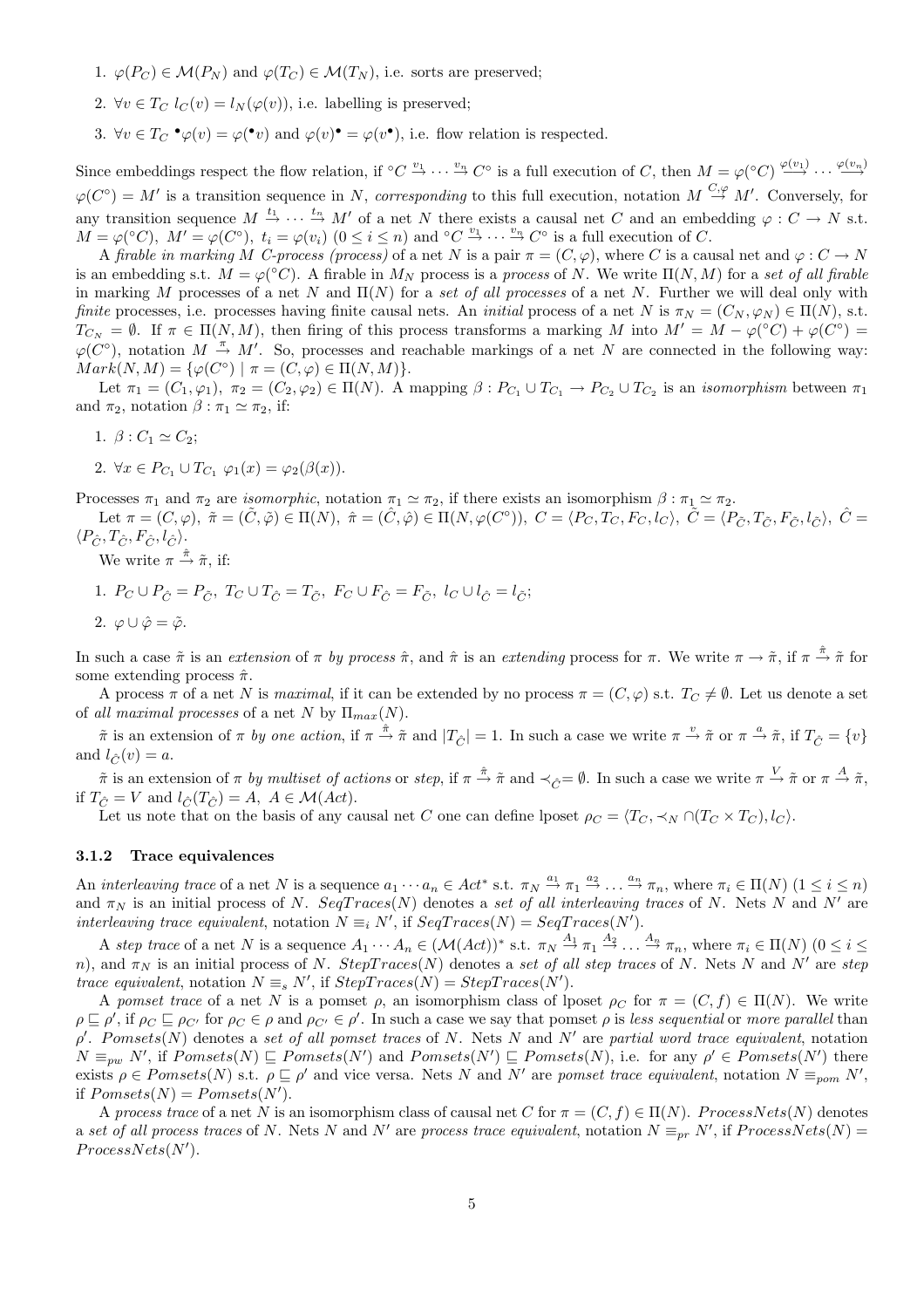1. $\varphi(P_C) \in \mathcal{M}(P_N)$ and $\varphi(T_C) \in \mathcal{M}(T_N)$, i.e. sorts are preserved;

2. $\forall v \in T_C \; l_C(v) = l_N(\varphi(v))$, i.e. labelling is preserved;

3. $\forall v \in T_C \; {}^\bullet\varphi(v) = \varphi({}^\bullet v)$ and $\varphi(v)^\bullet = \varphi(v^\bullet)$, i.e. flow relation is respected.

Since embeddings respect the flow relation, if ${}^\circ C \stackrel{v_1}{\to} \cdots \stackrel{v_n}{\to} C^\circ$ is a full execution of $C$, then $M = \varphi({}^\circ C) \stackrel{\varphi(v_1)}{\longrightarrow} \cdots \stackrel{\varphi(v_n)}{\longrightarrow} \varphi(C^\circ) = M'$ is a transition sequence in $N$, *corresponding* to this full execution, notation $M \stackrel{C,\varphi}{\to} M'$. Conversely, for any transition sequence $M \stackrel{t_1}{\to} \cdots \stackrel{t_n}{\to} M'$ of a net $N$ there exists a causal net $C$ and an embedding $\varphi : C \to N$ s.t. $M = \varphi({}^\circ C),\; M' = \varphi(C^\circ),\; t_i = \varphi(v_i)\; (0 \leq i \leq n)$ and ${}^\circ C \stackrel{v_1}{\to} \cdots \stackrel{v_n}{\to} C^\circ$ is a full execution of $C$.

A *firable in marking $M$ $C$-process (process)* of a net $N$ is a pair $\pi = (C, \varphi)$, where $C$ is a causal net and $\varphi : C \to N$ is an embedding s.t. $M = \varphi({}^\circ C)$. A firable in $M_N$ process is a *process* of $N$. We write $\Pi(N, M)$ for a *set of all firable* in marking $M$ processes of a net $N$ and $\Pi(N)$ for a *set of all processes* of a net $N$. Further we will deal only with *finite* processes, i.e. processes having finite causal nets. An *initial* process of a net $N$ is $\pi_N = (C_N, \varphi_N) \in \Pi(N)$, s.t. $T_{C_N} = \emptyset$. If $\pi \in \Pi(N, M)$, then firing of this process transforms a marking $M$ into $M' = M - \varphi({}^\circ C) + \varphi(C^\circ) = \varphi(C^\circ)$, notation $M \stackrel{\pi}{\to} M'$. So, processes and reachable markings of a net $N$ are connected in the following way: $Mark(N, M) = \{\varphi(C^\circ) \mid \pi = (C, \varphi) \in \Pi(N, M)\}$.

Let $\pi_1 = (C_1, \varphi_1),\; \pi_2 = (C_2, \varphi_2) \in \Pi(N)$. A mapping $\beta : P_{C_1} \cup T_{C_1} \to P_{C_2} \cup T_{C_2}$ is an *isomorphism* between $\pi_1$ and $\pi_2$, notation $\beta : \pi_1 \simeq \pi_2$, if:

1. $\beta : C_1 \simeq C_2$;

2. $\forall x \in P_{C_1} \cup T_{C_1} \; \varphi_1(x) = \varphi_2(\beta(x))$.

Processes $\pi_1$ and $\pi_2$ are *isomorphic*, notation $\pi_1 \simeq \pi_2$, if there exists an isomorphism $\beta : \pi_1 \simeq \pi_2$.

Let $\pi = (C, \varphi),\; \tilde{\pi} = (\tilde{C}, \tilde{\varphi}) \in \Pi(N),\; \hat{\pi} = (\hat{C}, \hat{\varphi}) \in \Pi(N, \varphi(C^\circ)),\; C = \langle P_C, T_C, F_C, l_C \rangle,\; \tilde{C} = \langle P_{\tilde{C}}, T_{\tilde{C}}, F_{\tilde{C}}, l_{\tilde{C}} \rangle,\; \hat{C} = \langle P_{\hat{C}}, T_{\hat{C}}, F_{\hat{C}}, l_{\hat{C}} \rangle$.

We write $\pi \stackrel{\hat{\pi}}{\to} \tilde{\pi}$, if:

1. $P_C \cup P_{\hat{C}} = P_{\tilde{C}},\; T_C \cup T_{\hat{C}} = T_{\tilde{C}},\; F_C \cup F_{\hat{C}} = F_{\tilde{C}},\; l_C \cup l_{\hat{C}} = l_{\tilde{C}}$;

2. $\varphi \cup \hat{\varphi} = \tilde{\varphi}$.

In such a case $\tilde{\pi}$ is an *extension* of $\pi$ *by process* $\hat{\pi}$, and $\hat{\pi}$ is an *extending* process for $\pi$. We write $\pi \to \tilde{\pi}$, if $\pi \stackrel{\hat{\pi}}{\to} \tilde{\pi}$ for some extending process $\hat{\pi}$.

A process $\pi$ of a net $N$ is *maximal*, if it can be extended by no process $\pi = (C, \varphi)$ s.t. $T_C \neq \emptyset$. Let us denote a set of *all maximal processes* of a net $N$ by $\Pi_{max}(N)$.

$\tilde{\pi}$ is an extension of $\pi$ *by one action*, if $\pi \stackrel{\hat{\pi}}{\to} \tilde{\pi}$ and $|T_{\hat{C}}| = 1$. In such a case we write $\pi \stackrel{v}{\to} \tilde{\pi}$ or $\pi \stackrel{a}{\to} \tilde{\pi}$, if $T_{\hat{C}} = \{v\}$ and $l_{\hat{C}}(v) = a$.

$\tilde{\pi}$ is an extension of $\pi$ *by multiset of actions* or *step*, if $\pi \stackrel{\hat{\pi}}{\to} \tilde{\pi}$ and $\prec_{\hat{C}} = \emptyset$. In such a case we write $\pi \stackrel{V}{\to} \tilde{\pi}$ or $\pi \stackrel{A}{\to} \tilde{\pi}$, if $T_{\hat{C}} = V$ and $l_{\hat{C}}(T_{\hat{C}}) = A,\; A \in \mathcal{M}(Act)$.

Let us note that on the basis of any causal net $C$ one can define lposet $\rho_C = \langle T_C, \prec_N \cap (T_C \times T_C), l_C \rangle$.

### 3.1.2 Trace equivalences

An *interleaving trace* of a net $N$ is a sequence $a_1 \cdots a_n \in Act^*$ s.t. $\pi_N \stackrel{a_1}{\to} \pi_1 \stackrel{a_2}{\to} \ldots \stackrel{a_n}{\to} \pi_n$, where $\pi_i \in \Pi(N)\; (1 \leq i \leq n)$ and $\pi_N$ is an initial process of $N$. $SeqTraces(N)$ denotes a *set of all interleaving traces* of $N$. Nets $N$ and $N'$ are *interleaving trace equivalent*, notation $N \equiv_i N'$, if $SeqTraces(N) = SeqTraces(N')$.

A *step trace* of a net $N$ is a sequence $A_1 \cdots A_n \in (\mathcal{M}(Act))^*$ s.t. $\pi_N \stackrel{A_1}{\to} \pi_1 \stackrel{A_2}{\to} \ldots \stackrel{A_n}{\to} \pi_n$, where $\pi_i \in \Pi(N)\; (0 \leq i \leq n)$, and $\pi_N$ is an initial process of $N$. $StepTraces(N)$ denotes a *set of all step traces* of $N$. Nets $N$ and $N'$ are *step trace equivalent*, notation $N \equiv_s N'$, if $StepTraces(N) = StepTraces(N')$.

A *pomset trace* of a net $N$ is a pomset $\rho$, an isomorphism class of lposet $\rho_C$ for $\pi = (C, f) \in \Pi(N)$. We write $\rho \sqsubseteq \rho'$, if $\rho_C \sqsubseteq \rho_{C'}$ for $\rho_C \in \rho$ and $\rho_{C'} \in \rho'$. In such a case we say that pomset $\rho$ is *less sequential* or *more parallel* than $\rho'$. $Pomsets(N)$ denotes a *set of all pomset traces* of $N$. Nets $N$ and $N'$ are *partial word trace equivalent*, notation $N \equiv_{pw} N'$, if $Pomsets(N) \sqsubseteq Pomsets(N')$ and $Pomsets(N') \sqsubseteq Pomsets(N)$, i.e. for any $\rho' \in Pomsets(N')$ there exists $\rho \in Pomsets(N)$ s.t. $\rho \sqsubseteq \rho'$ and vice versa. Nets $N$ and $N'$ are *pomset trace equivalent*, notation $N \equiv_{pom} N'$, if $Pomsets(N) = Pomsets(N')$.

A *process trace* of a net $N$ is an isomorphism class of causal net $C$ for $\pi = (C, f) \in \Pi(N)$. $ProcessNets(N)$ denotes a *set of all process traces* of $N$. Nets $N$ and $N'$ are *process trace equivalent*, notation $N \equiv_{pr} N'$, if $ProcessNets(N) = ProcessNets(N')$.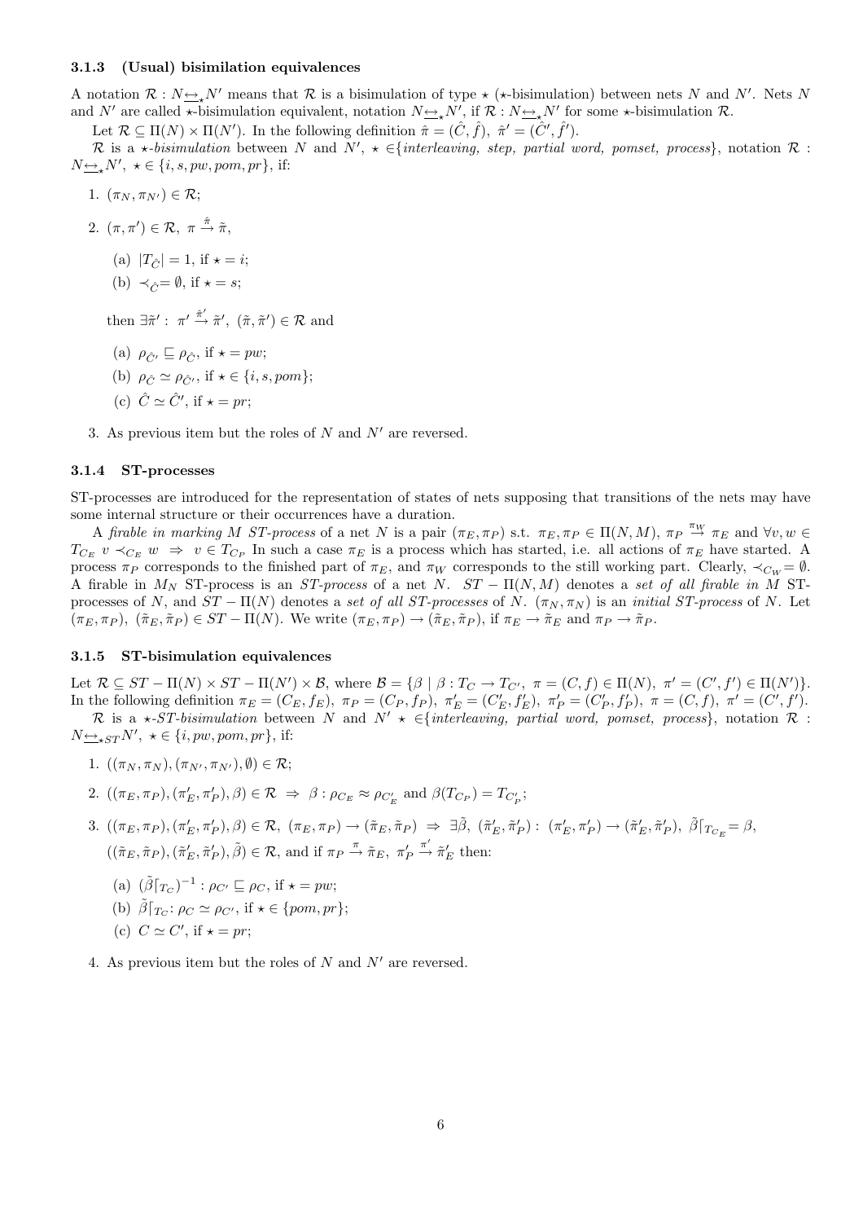### 3.1.3 (Usual) bisimilation equivalences

A notation $\mathcal{R} : N \underline{\leftrightarrow}_\star N'$ means that $\mathcal{R}$ is a bisimulation of type $\star$ ($\star$-bisimulation) between nets $N$ and $N'$. Nets $N$ and $N'$ are called $\star$-bisimulation equivalent, notation $N \underline{\leftrightarrow}_\star N'$, if $\mathcal{R} : N \underline{\leftrightarrow}_\star N'$ for some $\star$-bisimulation $\mathcal{R}$.

Let $\mathcal{R} \subseteq \Pi(N) \times \Pi(N')$. In the following definition $\hat{\pi} = (\hat{C}, \hat{f}),\ \hat{\pi}' = (\hat{C}', \hat{f}')$.

$\mathcal{R}$ is a *$\star$-bisimulation* between $N$ and $N'$, $\star \in$ {*interleaving, step, partial word, pomset, process*}, notation $\mathcal{R} : N \underline{\leftrightarrow}_\star N'$, $\star \in \{i, s, pw, pom, pr\}$, if:

1. $(\pi_N, \pi_{N'}) \in \mathcal{R}$;
2. $(\pi, \pi') \in \mathcal{R},\ \pi \xrightarrow{\hat{\pi}} \tilde{\pi}$,
   (a) $|T_{\hat{C}}| = 1$, if $\star = i$;
   (b) $\prec_{\hat{C}} = \emptyset$, if $\star = s$;

   then $\exists \tilde{\pi}' :\ \pi' \xrightarrow{\hat{\pi}'} \tilde{\pi}',\ (\tilde{\pi}, \tilde{\pi}') \in \mathcal{R}$ and
   (a) $\rho_{\hat{C}'} \sqsubseteq \rho_{\hat{C}}$, if $\star = pw$;
   (b) $\rho_{\hat{C}} \simeq \rho_{\hat{C}'}$, if $\star \in \{i, s, pom\}$;
   (c) $\hat{C} \simeq \hat{C}'$, if $\star = pr$;
3. As previous item but the roles of $N$ and $N'$ are reversed.

### 3.1.4 ST-processes

ST-processes are introduced for the representation of states of nets supposing that transitions of the nets may have some internal structure or their occurrences have a duration.

A *firable in marking $M$ ST-process* of a net $N$ is a pair $(\pi_E, \pi_P)$ s.t. $\pi_E, \pi_P \in \Pi(N, M)$, $\pi_P \xrightarrow{\pi_W} \pi_E$ and $\forall v, w \in T_{C_E}\ v \prec_{C_E} w \ \Rightarrow\ v \in T_{C_P}$ In such a case $\pi_E$ is a process which has started, i.e. all actions of $\pi_E$ have started. A process $\pi_P$ corresponds to the finished part of $\pi_E$, and $\pi_W$ corresponds to the still working part. Clearly, $\prec_{C_W} = \emptyset$. A firable in $M_N$ ST-process is an *ST-process* of a net $N$. $ST - \Pi(N, M)$ denotes a *set of all firable in $M$* ST-processes of $N$, and $ST - \Pi(N)$ denotes a *set of all ST-processes* of $N$. $(\pi_N, \pi_N)$ is an *initial ST-process* of $N$. Let $(\pi_E, \pi_P),\ (\tilde{\pi}_E, \tilde{\pi}_P) \in ST - \Pi(N)$. We write $(\pi_E, \pi_P) \to (\tilde{\pi}_E, \tilde{\pi}_P)$, if $\pi_E \to \tilde{\pi}_E$ and $\pi_P \to \tilde{\pi}_P$.

### 3.1.5 ST-bisimulation equivalences

Let $\mathcal{R} \subseteq ST - \Pi(N) \times ST - \Pi(N') \times \mathcal{B}$, where $\mathcal{B} = \{\beta \mid \beta : T_C \to T_{C'},\ \pi = (C, f) \in \Pi(N),\ \pi' = (C', f') \in \Pi(N')\}$. In the following definition $\pi_E = (C_E, f_E),\ \pi_P = (C_P, f_P),\ \pi'_E = (C'_E, f'_E),\ \pi'_P = (C'_P, f'_P),\ \pi = (C, f),\ \pi' = (C', f')$.

$\mathcal{R}$ is a *$\star$-ST-bisimulation* between $N$ and $N'$ $\star \in$ {*interleaving, partial word, pomset, process*}, notation $\mathcal{R} : N \underline{\leftrightarrow}_{\star ST} N'$, $\star \in \{i, pw, pom, pr\}$, if:

1. $((\pi_N, \pi_N), (\pi_{N'}, \pi_{N'}), \emptyset) \in \mathcal{R}$;
2. $((\pi_E, \pi_P), (\pi'_E, \pi'_P), \beta) \in \mathcal{R} \ \Rightarrow\ \beta : \rho_{C_E} \approx \rho_{C'_E}$ and $\beta(T_{C_P}) = T_{C'_P}$;
3. $((\pi_E, \pi_P), (\pi'_E, \pi'_P), \beta) \in \mathcal{R},\ (\pi_E, \pi_P) \to (\tilde{\pi}_E, \tilde{\pi}_P) \ \Rightarrow\ \exists \tilde{\beta},\ (\tilde{\pi}'_E, \tilde{\pi}'_P) :\ (\pi'_E, \pi'_P) \to (\tilde{\pi}'_E, \tilde{\pi}'_P),\ \tilde{\beta}\lceil_{T_{C_E}} = \beta$, $((\tilde{\pi}_E, \tilde{\pi}_P), (\tilde{\pi}'_E, \tilde{\pi}'_P), \tilde{\beta}) \in \mathcal{R}$, and if $\pi_P \xrightarrow{\pi} \tilde{\pi}_E,\ \pi'_P \xrightarrow{\pi'} \tilde{\pi}'_E$ then:
   (a) $(\tilde{\beta}\lceil_{T_C})^{-1} : \rho_{C'} \sqsubseteq \rho_C$, if $\star = pw$;
   (b) $\tilde{\beta}\lceil_{T_C} : \rho_C \simeq \rho_{C'}$, if $\star \in \{pom, pr\}$;
   (c) $C \simeq C'$, if $\star = pr$;
4. As previous item but the roles of $N$ and $N'$ are reversed.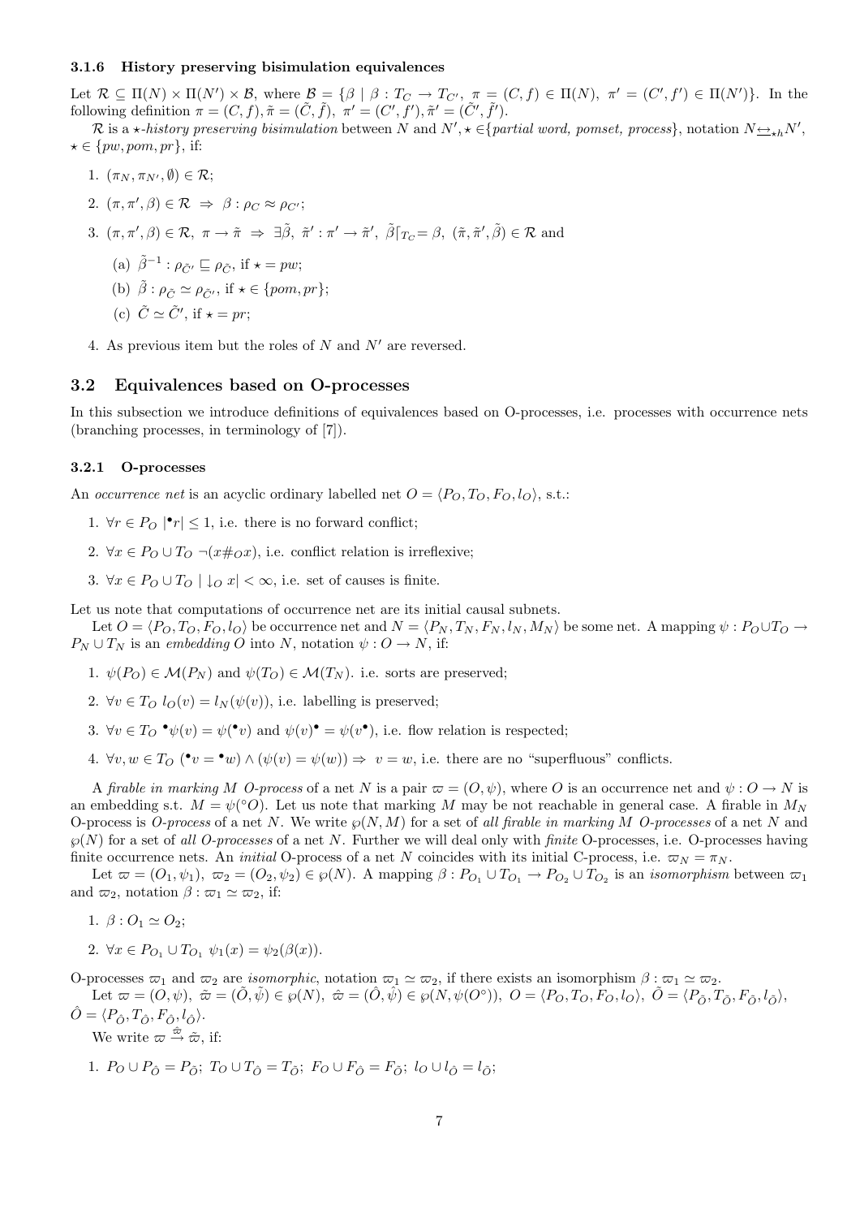#### 3.1.6 History preserving bisimulation equivalences

Let $\mathcal{R} \subseteq \Pi(N) \times \Pi(N') \times \mathcal{B}$, where $\mathcal{B} = \{\beta \mid \beta : T_C \to T_{C'},\ \pi = (C, f) \in \Pi(N),\ \pi' = (C', f') \in \Pi(N')\}$. In the following definition $\pi = (C, f), \tilde{\pi} = (\tilde{C}, \tilde{f}),\ \pi' = (C', f'), \tilde{\pi}' = (\tilde{C}', \tilde{f}')$.

$\mathcal{R}$ is a $\star$*-history preserving bisimulation* between $N$ and $N', \star \in$\{*partial word, pomset, process*\}, notation $N \underline{\leftrightarrow}_{\star h} N'$, $\star \in \{pw, pom, pr\}$, if:

1. $(\pi_N, \pi_{N'}, \emptyset) \in \mathcal{R}$;
2. $(\pi, \pi', \beta) \in \mathcal{R}\ \Rightarrow\ \beta : \rho_C \approx \rho_{C'}$;
3. $(\pi, \pi', \beta) \in \mathcal{R},\ \pi \to \tilde{\pi}\ \Rightarrow\ \exists \tilde{\beta},\ \tilde{\pi}' : \pi' \to \tilde{\pi}',\ \tilde{\beta}\lceil_{T_C} = \beta,\ (\tilde{\pi}, \tilde{\pi}', \tilde{\beta}) \in \mathcal{R}$ and
   (a) $\tilde{\beta}^{-1} : \rho_{\tilde{C}'} \sqsubseteq \rho_{\tilde{C}}$, if $\star = pw$;
   (b) $\tilde{\beta} : \rho_{\tilde{C}} \simeq \rho_{\tilde{C}'}$, if $\star \in \{pom, pr\}$;
   (c) $\tilde{C} \simeq \tilde{C}'$, if $\star = pr$;
4. As previous item but the roles of $N$ and $N'$ are reversed.

## 3.2 Equivalences based on O-processes

In this subsection we introduce definitions of equivalences based on O-processes, i.e. processes with occurrence nets (branching processes, in terminology of [7]).

#### 3.2.1 O-processes

An *occurrence net* is an acyclic ordinary labelled net $O = \langle P_O, T_O, F_O, l_O \rangle$, s.t.:

1. $\forall r \in P_O\ |{}^\bullet r| \leq 1$, i.e. there is no forward conflict;
2. $\forall x \in P_O \cup T_O\ \neg(x \#_O x)$, i.e. conflict relation is irreflexive;
3. $\forall x \in P_O \cup T_O\ |\downarrow_O x| < \infty$, i.e. set of causes is finite.

Let us note that computations of occurrence net are its initial causal subnets.

Let $O = \langle P_O, T_O, F_O, l_O \rangle$ be occurrence net and $N = \langle P_N, T_N, F_N, l_N, M_N \rangle$ be some net. A mapping $\psi : P_O \cup T_O \to P_N \cup T_N$ is an *embedding* $O$ into $N$, notation $\psi : O \to N$, if:

1. $\psi(P_O) \in \mathcal{M}(P_N)$ and $\psi(T_O) \in \mathcal{M}(T_N)$. i.e. sorts are preserved;
2. $\forall v \in T_O\ l_O(v) = l_N(\psi(v))$, i.e. labelling is preserved;
3. $\forall v \in T_O\ {}^\bullet\psi(v) = \psi({}^\bullet v)$ and $\psi(v)^\bullet = \psi(v^\bullet)$, i.e. flow relation is respected;
4. $\forall v, w \in T_O\ ({}^\bullet v = {}^\bullet w) \wedge (\psi(v) = \psi(w)) \Rightarrow\ v = w$, i.e. there are no "superfluous" conflicts.

A *firable in marking* $M$ *O-process* of a net $N$ is a pair $\varpi = (O, \psi)$, where $O$ is an occurrence net and $\psi : O \to N$ is an embedding s.t. $M = \psi({}^\circ O)$. Let us note that marking $M$ may be not reachable in general case. A firable in $M_N$ O-process is *O-process* of a net $N$. We write $\wp(N, M)$ for a set of *all firable in marking* $M$ *O-processes* of a net $N$ and $\wp(N)$ for a set of *all O-processes* of a net $N$. Further we will deal only with *finite* O-processes, i.e. O-processes having finite occurrence nets. An *initial* O-process of a net $N$ coincides with its initial C-process, i.e. $\varpi_N = \pi_N$.

Let $\varpi = (O_1, \psi_1),\ \varpi_2 = (O_2, \psi_2) \in \wp(N)$. A mapping $\beta : P_{O_1} \cup T_{O_1} \to P_{O_2} \cup T_{O_2}$ is an *isomorphism* between $\varpi_1$ and $\varpi_2$, notation $\beta : \varpi_1 \simeq \varpi_2$, if:

1. $\beta : O_1 \simeq O_2$;
2. $\forall x \in P_{O_1} \cup T_{O_1}\ \psi_1(x) = \psi_2(\beta(x))$.

O-processes $\varpi_1$ and $\varpi_2$ are *isomorphic*, notation $\varpi_1 \simeq \varpi_2$, if there exists an isomorphism $\beta : \varpi_1 \simeq \varpi_2$.

Let $\varpi = (O, \psi),\ \tilde{\varpi} = (\tilde{O}, \tilde{\psi}) \in \wp(N),\ \hat{\varpi} = (\hat{O}, \hat{\psi}) \in \wp(N, \psi(O^\circ)),\ O = \langle P_O, T_O, F_O, l_O \rangle,\ \tilde{O} = \langle P_{\tilde{O}}, T_{\tilde{O}}, F_{\tilde{O}}, l_{\tilde{O}} \rangle$, $\hat{O} = \langle P_{\hat{O}}, T_{\hat{O}}, F_{\hat{O}}, l_{\hat{O}} \rangle$.

We write $\varpi \stackrel{\hat{\varpi}}{\to} \tilde{\varpi}$, if:

1. $P_O \cup P_{\hat{O}} = P_{\tilde{O}};\ T_O \cup T_{\hat{O}} = T_{\tilde{O}};\ F_O \cup F_{\hat{O}} = F_{\tilde{O}};\ l_O \cup l_{\hat{O}} = l_{\tilde{O}}$;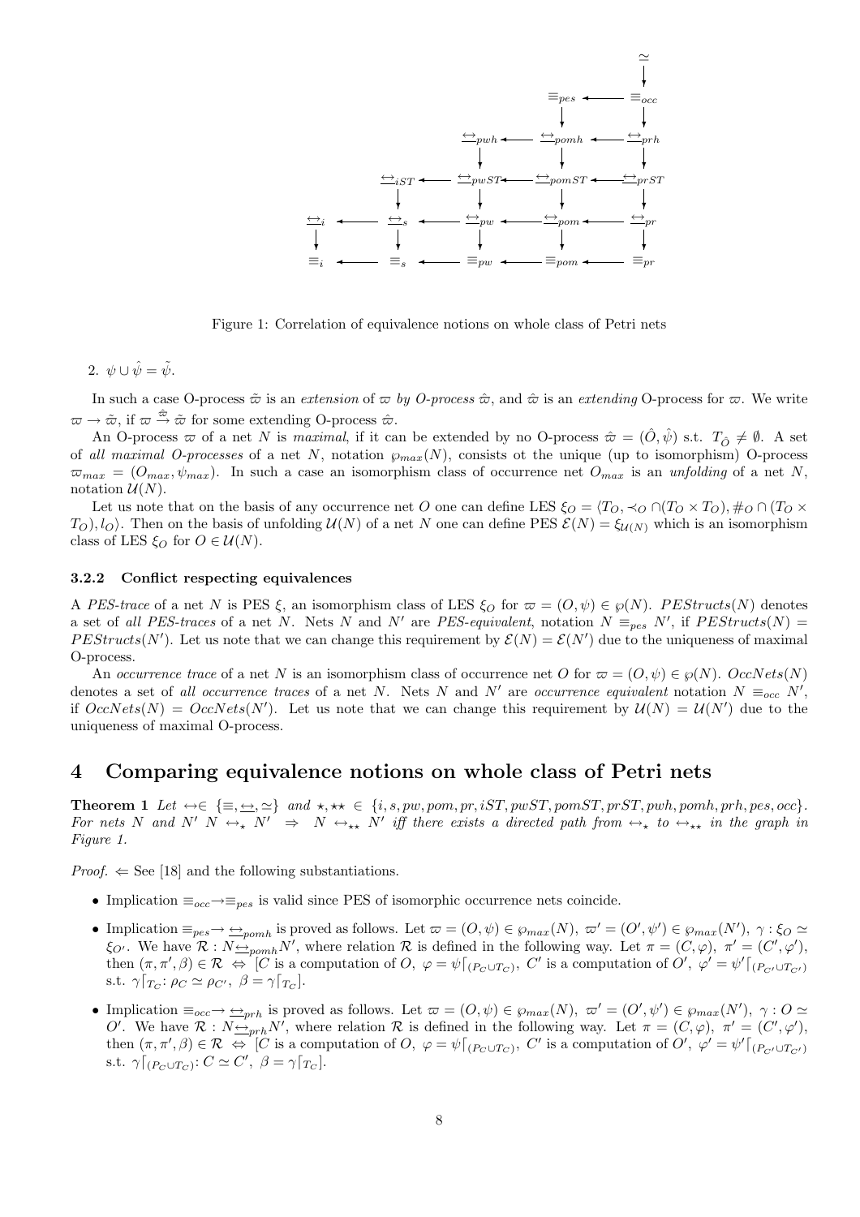Figure 1: Correlation of equivalence notions on whole class of Petri nets

2. $\psi \cup \hat{\psi} = \tilde{\psi}$.

In such a case O-process $\tilde{\varpi}$ is an *extension* of $\varpi$ *by O-process* $\hat{\varpi}$, and $\hat{\varpi}$ is an *extending* O-process for $\varpi$. We write $\varpi \to \tilde{\varpi}$, if $\varpi \stackrel{\hat{\varpi}}{\to} \tilde{\varpi}$ for some extending O-process $\hat{\varpi}$.

An O-process $\varpi$ of a net $N$ is *maximal*, if it can be extended by no O-process $\hat{\varpi} = (\hat{O}, \hat{\psi})$ s.t. $T_{\hat{O}} \neq \emptyset$. A set of *all maximal O-processes* of a net $N$, notation $\wp_{max}(N)$, consists ot the unique (up to isomorphism) O-process $\varpi_{max} = (O_{max}, \psi_{max})$. In such a case an isomorphism class of occurrence net $O_{max}$ is an *unfolding* of a net $N$, notation $\mathcal{U}(N)$.

Let us note that on the basis of any occurrence net $O$ one can define LES $\xi_O = \langle T_O, \prec_O \cap (T_O \times T_O), \#_O \cap (T_O \times T_O), l_O \rangle$. Then on the basis of unfolding $\mathcal{U}(N)$ of a net $N$ one can define PES $\mathcal{E}(N) = \xi_{\mathcal{U}(N)}$ which is an isomorphism class of LES $\xi_O$ for $O \in \mathcal{U}(N)$.

### 3.2.2 Conflict respecting equivalences

A *PES-trace* of a net $N$ is PES $\xi$, an isomorphism class of LES $\xi_O$ for $\varpi = (O, \psi) \in \wp(N)$. $PESStructs(N)$ denotes a set of *all PES-traces* of a net $N$. Nets $N$ and $N'$ are *PES-equivalent*, notation $N \equiv_{pes} N'$, if $PESStructs(N) = PESStructs(N')$. Let us note that we can change this requirement by $\mathcal{E}(N) = \mathcal{E}(N')$ due to the uniqueness of maximal O-process.

An *occurrence trace* of a net $N$ is an isomorphism class of occurrence net $O$ for $\varpi = (O, \psi) \in \wp(N)$. $OccNets(N)$ denotes a set of *all occurrence traces* of a net $N$. Nets $N$ and $N'$ are *occurrence equivalent* notation $N \equiv_{occ} N'$, if $OccNets(N) = OccNets(N')$. Let us note that we can change this requirement by $\mathcal{U}(N) = \mathcal{U}(N')$ due to the uniqueness of maximal O-process.

## 4 Comparing equivalence notions on whole class of Petri nets

**Theorem 1** *Let* $\leftrightarrow \in \{\equiv, \underline{\leftrightarrow}, \simeq\}$ *and* $\star, \star\star \in \{i, s, pw, pom, pr, iST, pwST, pomST, prST, pwh, pomh, prh, pes, occ\}$. *For nets* $N$ *and* $N'$ $N \leftrightarrow_\star N' \;\Rightarrow\; N \leftrightarrow_{\star\star} N'$ *iff there exists a directed path from* $\leftrightarrow_\star$ *to* $\leftrightarrow_{\star\star}$ *in the graph in Figure 1.*

*Proof.* $\Leftarrow$ See [18] and the following substantiations.

- Implication $\equiv_{occ} \to \equiv_{pes}$ is valid since PES of isomorphic occurrence nets coincide.
- Implication $\equiv_{pes} \to \underline{\leftrightarrow}_{pomh}$ is proved as follows. Let $\varpi = (O, \psi) \in \wp_{max}(N)$, $\varpi' = (O', \psi') \in \wp_{max}(N')$, $\gamma : \xi_O \simeq \xi_{O'}$. We have $\mathcal{R} : N \underline{\leftrightarrow}_{pomh} N'$, where relation $\mathcal{R}$ is defined in the following way. Let $\pi = (C, \varphi)$, $\pi' = (C', \varphi')$, then $(\pi, \pi', \beta) \in \mathcal{R} \;\Leftrightarrow\; [C$ is a computation of $O$, $\varphi = \psi\lceil_{(P_C \cup T_C)}$, $C'$ is a computation of $O'$, $\varphi' = \psi'\lceil_{(P_{C'} \cup T_{C'})}$ s.t. $\gamma\lceil_{T_C} : \rho_C \simeq \rho_{C'}$, $\beta = \gamma\lceil_{T_C}]$.
- Implication $\equiv_{occ} \to \underline{\leftrightarrow}_{prh}$ is proved as follows. Let $\varpi = (O, \psi) \in \wp_{max}(N)$, $\varpi' = (O', \psi') \in \wp_{max}(N')$, $\gamma : O \simeq O'$. We have $\mathcal{R} : N \underline{\leftrightarrow}_{prh} N'$, where relation $\mathcal{R}$ is defined in the following way. Let $\pi = (C, \varphi)$, $\pi' = (C', \varphi')$, then $(\pi, \pi', \beta) \in \mathcal{R} \;\Leftrightarrow\; [C$ is a computation of $O$, $\varphi = \psi\lceil_{(P_C \cup T_C)}$, $C'$ is a computation of $O'$, $\varphi' = \psi'\lceil_{(P_{C'} \cup T_{C'})}$ s.t. $\gamma\lceil_{(P_C \cup T_C)} : C \simeq C'$, $\beta = \gamma\lceil_{T_C}]$.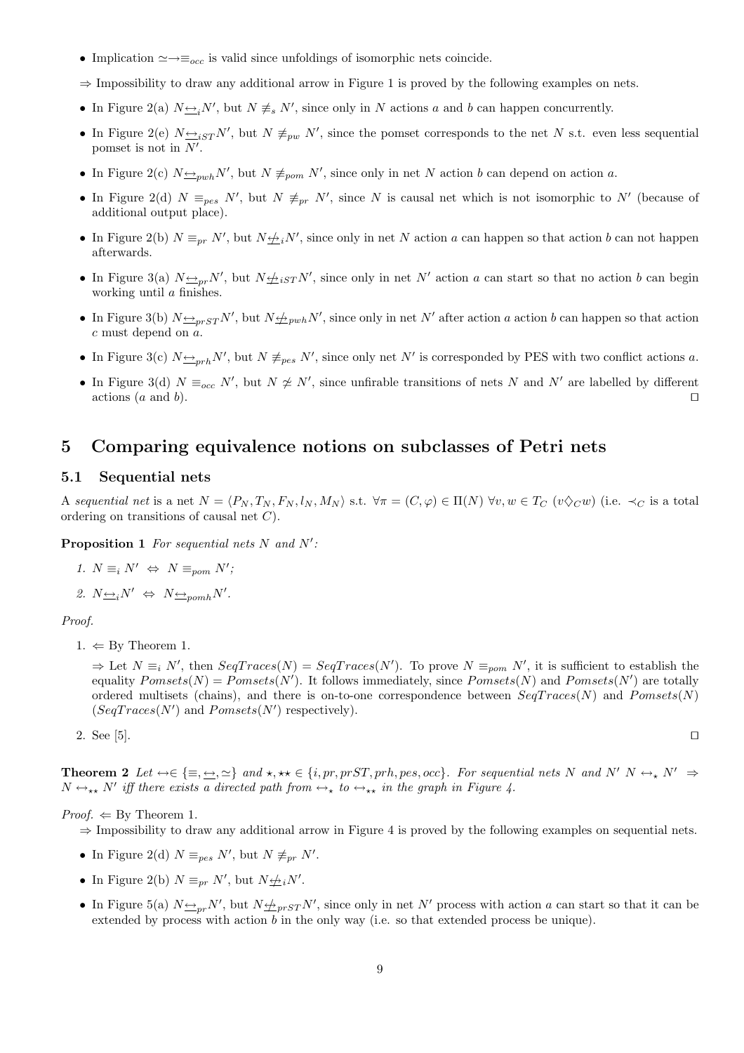- Implication $\simeq\rightarrow\equiv_{occ}$ is valid since unfoldings of isomorphic nets coincide.

$\Rightarrow$ Impossibility to draw any additional arrow in Figure 1 is proved by the following examples on nets.

- In Figure 2(a) $N\underline{\leftrightarrow}_i N'$, but $N \not\equiv_s N'$, since only in $N$ actions $a$ and $b$ can happen concurrently.
- In Figure 2(e) $N\underline{\leftrightarrow}_{iST} N'$, but $N \not\equiv_{pw} N'$, since the pomset corresponds to the net $N$ s.t. even less sequential pomset is not in $N'$.
- In Figure 2(c) $N\underline{\leftrightarrow}_{pwh} N'$, but $N \not\equiv_{pom} N'$, since only in net $N$ action $b$ can depend on action $a$.
- In Figure 2(d) $N \equiv_{pes} N'$, but $N \not\equiv_{pr} N'$, since $N$ is causal net which is not isomorphic to $N'$ (because of additional output place).
- In Figure 2(b) $N \equiv_{pr} N'$, but $N\underline{\not\leftrightarrow}_i N'$, since only in net $N$ action $a$ can happen so that action $b$ can not happen afterwards.
- In Figure 3(a) $N\underline{\leftrightarrow}_{pr} N'$, but $N\underline{\not\leftrightarrow}_{iST} N'$, since only in net $N'$ action $a$ can start so that no action $b$ can begin working until $a$ finishes.
- In Figure 3(b) $N\underline{\leftrightarrow}_{prST} N'$, but $N\underline{\not\leftrightarrow}_{pwh} N'$, since only in net $N'$ after action $a$ action $b$ can happen so that action $c$ must depend on $a$.
- In Figure 3(c) $N\underline{\leftrightarrow}_{prh} N'$, but $N \not\equiv_{pes} N'$, since only net $N'$ is corresponded by PES with two conflict actions $a$.
- In Figure 3(d) $N \equiv_{occ} N'$, but $N \not\simeq N'$, since unfirable transitions of nets $N$ and $N'$ are labelled by different actions ($a$ and $b$). ☐

# 5 Comparing equivalence notions on subclasses of Petri nets

## 5.1 Sequential nets

A *sequential net* is a net $N = \langle P_N, T_N, F_N, l_N, M_N\rangle$ s.t. $\forall \pi = (C, \varphi) \in \Pi(N)\ \forall v, w \in T_C\ (v \Diamond_C w)$ (i.e. $\prec_C$ is a total ordering on transitions of causal net $C$).

**Proposition 1** *For sequential nets $N$ and $N'$:*

1. $N \equiv_i N' \Leftrightarrow N \equiv_{pom} N'$;
2. $N\underline{\leftrightarrow}_i N' \Leftrightarrow N\underline{\leftrightarrow}_{pomh} N'$.

*Proof.*

1. $\Leftarrow$ By Theorem 1.

   $\Rightarrow$ Let $N \equiv_i N'$, then $SeqTraces(N) = SeqTraces(N')$. To prove $N \equiv_{pom} N'$, it is sufficient to establish the equality $Pomsets(N) = Pomsets(N')$. It follows immediately, since $Pomsets(N)$ and $Pomsets(N')$ are totally ordered multisets (chains), and there is on-to-one correspondence between $SeqTraces(N)$ and $Pomsets(N)$ ($SeqTraces(N')$ and $Pomsets(N')$ respectively).

2. See [5]. ☐

**Theorem 2** *Let $\leftrightarrow \in \{\equiv, \underline{\leftrightarrow}, \simeq\}$ and $\star, \star\star \in \{i, pr, prST, prh, pes, occ\}$. For sequential nets $N$ and $N'$ $N \leftrightarrow_\star N' \Rightarrow N \leftrightarrow_{\star\star} N'$ iff there exists a directed path from $\leftrightarrow_\star$ to $\leftrightarrow_{\star\star}$ in the graph in Figure 4.*

*Proof.* $\Leftarrow$ By Theorem 1.

$\Rightarrow$ Impossibility to draw any additional arrow in Figure 4 is proved by the following examples on sequential nets.

- In Figure 2(d) $N \equiv_{pes} N'$, but $N \not\equiv_{pr} N'$.
- In Figure 2(b) $N \equiv_{pr} N'$, but $N\underline{\not\leftrightarrow}_i N'$.
- In Figure 5(a) $N\underline{\leftrightarrow}_{pr} N'$, but $N\underline{\not\leftrightarrow}_{prST} N'$, since only in net $N'$ process with action $a$ can start so that it can be extended by process with action $b$ in the only way (i.e. so that extended process be unique).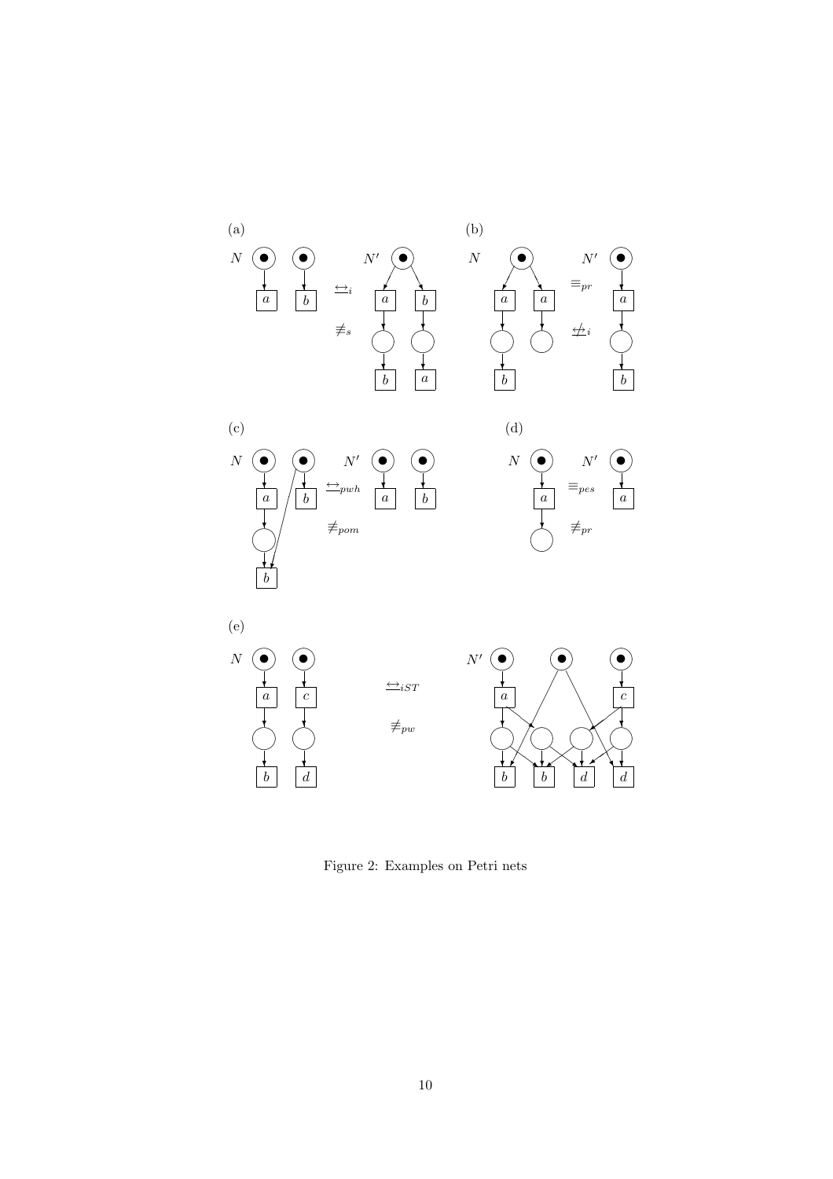(a)

$N$ $N'$

$\underline{\leftrightarrow}_i$

$\not\equiv_s$

(b)

$N$ $N'$

$\equiv_{pr}$

$\not\underline{\leftrightarrow}_i$

(c)

$N$ $N'$

$\underline{\leftrightarrow}_{pwh}$

$\not\equiv_{pom}$

(d)

$N$ $N'$

$\equiv_{pes}$

$\not\equiv_{pr}$

(e)

$N$ $N'$

$\underline{\leftrightarrow}_{iST}$

$\not\equiv_{pw}$

Figure 2: Examples on Petri nets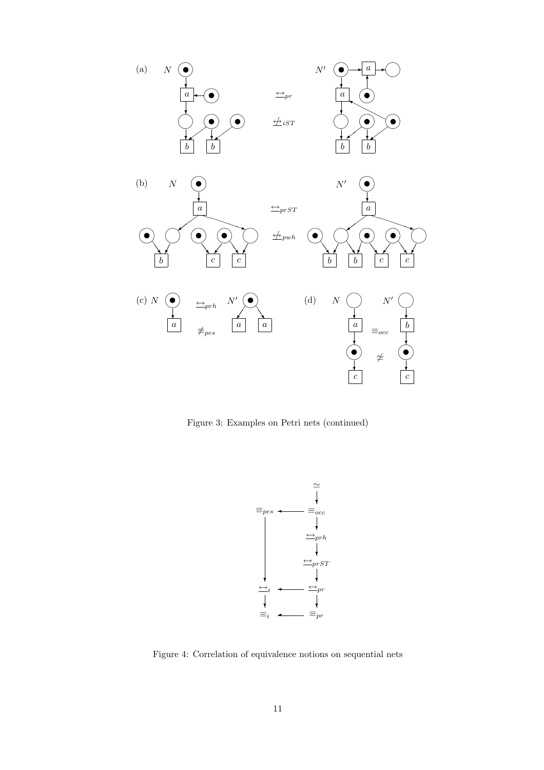(a) $N$ $N'$

$\underline{\leftrightarrow}_{pr}$

$\underline{\not\leftrightarrow}_{iST}$

(b) $N$ $N'$

$\underline{\leftrightarrow}_{prST}$

$\underline{\not\leftrightarrow}_{pwh}$

(c) $N$ $\underline{\leftrightarrow}_{prh}$ $N'$

$\not\equiv_{pes}$

(d) $N$ $N'$

$\equiv_{occ}$

$\not\simeq$

Figure 3: Examples on Petri nets (continued)

$\simeq$

$\equiv_{pes}$ $\equiv_{occ}$

$\underline{\leftrightarrow}_{prh}$

$\underline{\leftrightarrow}_{prST}$

$\underline{\leftrightarrow}_{i}$ $\underline{\leftrightarrow}_{pr}$

$\equiv_{i}$ $\equiv_{pr}$

Figure 4: Correlation of equivalence notions on sequential nets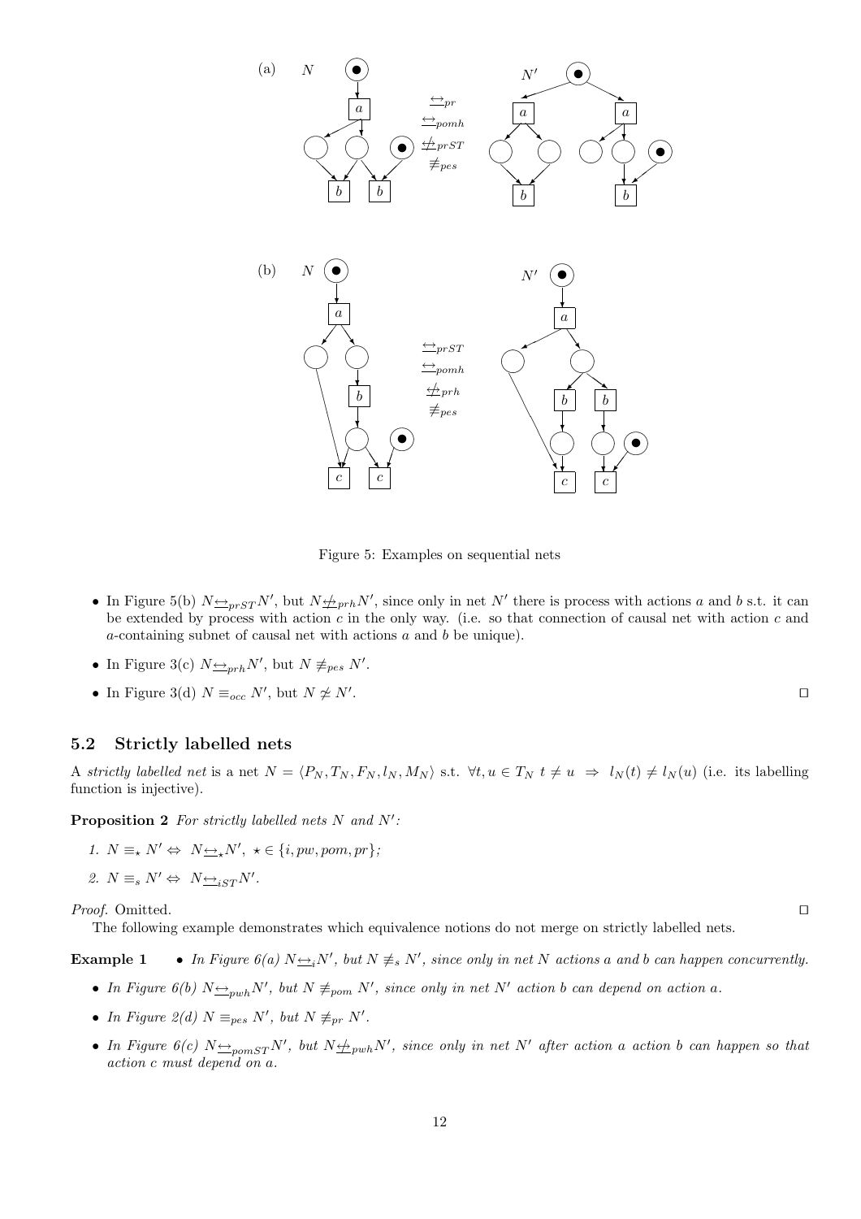(a) $N$ $\underline{\leftrightarrow}_{pr}$ $\underline{\leftrightarrow}_{pomh}$ $\underline{\not\leftrightarrow}_{prST}$ $\not\equiv_{pes}$ $N'$

(b) $N$ $\underline{\leftrightarrow}_{prST}$ $\underline{\leftrightarrow}_{pomh}$ $\underline{\not\leftrightarrow}_{prh}$ $\not\equiv_{pes}$ $N'$

Figure 5: Examples on sequential nets

- In Figure 5(b) $N \underline{\leftrightarrow}_{prST} N'$, but $N \underline{\not\leftrightarrow}_{prh} N'$, since only in net $N'$ there is process with actions $a$ and $b$ s.t. it can be extended by process with action $c$ in the only way. (i.e. so that connection of causal net with action $c$ and $a$-containing subnet of causal net with actions $a$ and $b$ be unique).
- In Figure 3(c) $N \underline{\leftrightarrow}_{prh} N'$, but $N \not\equiv_{pes} N'$.
- In Figure 3(d) $N \equiv_{occ} N'$, but $N \not\simeq N'$. □

## 5.2 Strictly labelled nets

A *strictly labelled net* is a net $N = \langle P_N, T_N, F_N, l_N, M_N \rangle$ s.t. $\forall t, u \in T_N \ t \neq u \ \Rightarrow \ l_N(t) \neq l_N(u)$ (i.e. its labelling function is injective).

**Proposition 2** *For strictly labelled nets $N$ and $N'$:*

1. $N \equiv_\star N' \Leftrightarrow N \underline{\leftrightarrow}_\star N'$, $\star \in \{i, pw, pom, pr\}$;
2. $N \equiv_s N' \Leftrightarrow N \underline{\leftrightarrow}_{iST} N'$.

*Proof.* Omitted. □

The following example demonstrates which equivalence notions do not merge on strictly labelled nets.

**Example 1**

- *In Figure 6(a) $N \underline{\leftrightarrow}_i N'$, but $N \not\equiv_s N'$, since only in net $N$ actions $a$ and $b$ can happen concurrently.*
- *In Figure 6(b) $N \underline{\leftrightarrow}_{pwh} N'$, but $N \not\equiv_{pom} N'$, since only in net $N'$ action $b$ can depend on action $a$.*
- *In Figure 2(d) $N \equiv_{pes} N'$, but $N \not\equiv_{pr} N'$.*
- *In Figure 6(c) $N \underline{\leftrightarrow}_{pomST} N'$, but $N \underline{\not\leftrightarrow}_{pwh} N'$, since only in net $N'$ after action $a$ action $b$ can happen so that action $c$ must depend on $a$.*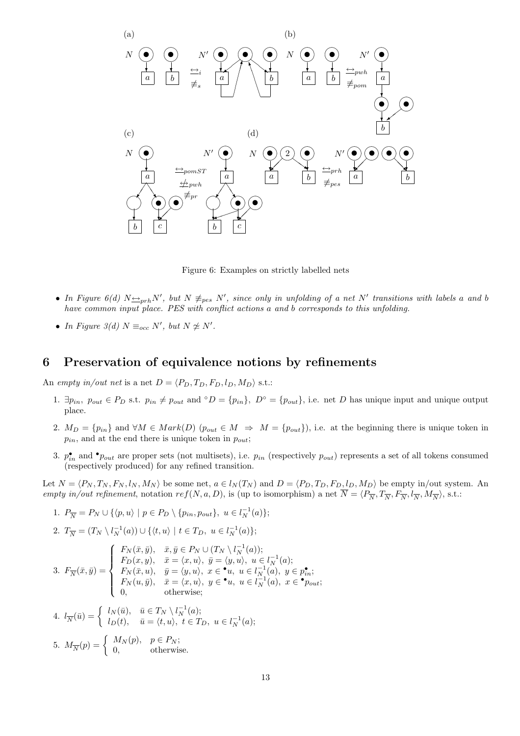Figure 6: Examples on strictly labelled nets

- *In Figure 6(d) $N \underline{\leftrightarrow}_{prh} N'$, but $N \not\equiv_{pes} N'$, since only in unfolding of a net $N'$ transitions with labels $a$ and $b$ have common input place. PES with conflict actions $a$ and $b$ corresponds to this unfolding.*
- *In Figure 3(d) $N \equiv_{occ} N'$, but $N \not\simeq N'$.*

## 6 Preservation of equivalence notions by refinements

An *empty in/out net* is a net $D = \langle P_D, T_D, F_D, l_D, M_D \rangle$ s.t.:

1. $\exists p_{in},\ p_{out} \in P_D$ s.t. $p_{in} \neq p_{out}$ and ${}^\circ D = \{p_{in}\},\ D^\circ = \{p_{out}\}$, i.e. net $D$ has unique input and unique output place.
2. $M_D = \{p_{in}\}$ and $\forall M \in Mark(D)\ (p_{out} \in M \ \Rightarrow\ M = \{p_{out}\})$, i.e. at the beginning there is unique token in $p_{in}$, and at the end there is unique token in $p_{out}$;
3. $p_{in}^\bullet$ and ${}^\bullet p_{out}$ are proper sets (not multisets), i.e. $p_{in}$ (respectively $p_{out}$) represents a set of all tokens consumed (respectively produced) for any refined transition.

Let $N = \langle P_N, T_N, F_N, l_N, M_N \rangle$ be some net, $a \in l_N(T_N)$ and $D = \langle P_D, T_D, F_D, l_D, M_D \rangle$ be empty in/out system. An *empty in/out refinement*, notation $ref(N, a, D)$, is (up to isomorphism) a net $\overline{N} = \langle P_{\overline{N}}, T_{\overline{N}}, F_{\overline{N}}, l_{\overline{N}}, M_{\overline{N}} \rangle$, s.t.:

1. $P_{\overline{N}} = P_N \cup \{\langle p, u \rangle \mid p \in P_D \setminus \{p_{in}, p_{out}\},\ u \in l_N^{-1}(a)\}$;
2. $T_{\overline{N}} = (T_N \setminus l_N^{-1}(a)) \cup \{\langle t, u \rangle \mid t \in T_D,\ u \in l_N^{-1}(a)\}$;
3. $F_{\overline{N}}(\bar{x}, \bar{y}) = \begin{cases} F_N(\bar{x}, \bar{y}), & \bar{x}, \bar{y} \in P_N \cup (T_N \setminus l_N^{-1}(a)); \\ F_D(x, y), & \bar{x} = \langle x, u \rangle,\ \bar{y} = \langle y, u \rangle,\ u \in l_N^{-1}(a); \\ F_N(\bar{x}, u), & \bar{y} = \langle y, u \rangle,\ x \in {}^\bullet u,\ u \in l_N^{-1}(a),\ y \in p_{in}^\bullet; \\ F_N(u, \bar{y}), & \bar{x} = \langle x, u \rangle,\ y \in {}^\bullet u,\ u \in l_N^{-1}(a),\ x \in {}^\bullet p_{out}; \\ 0, & \text{otherwise}; \end{cases}$
4. $l_{\overline{N}}(\bar{u}) = \begin{cases} l_N(\bar{u}), & \bar{u} \in T_N \setminus l_N^{-1}(a); \\ l_D(t), & \bar{u} = \langle t, u \rangle,\ t \in T_D,\ u \in l_N^{-1}(a); \end{cases}$
5. $M_{\overline{N}}(p) = \begin{cases} M_N(p), & p \in P_N; \\ 0, & \text{otherwise}. \end{cases}$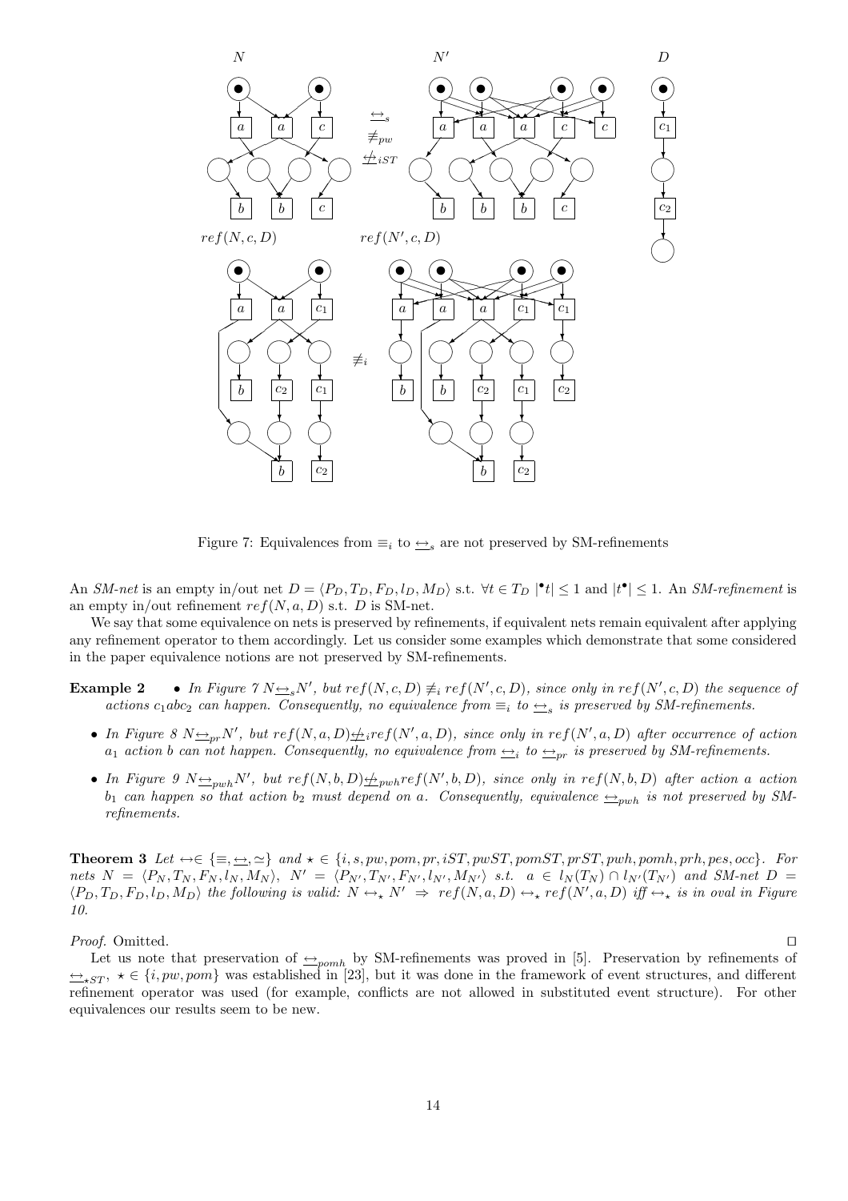Figure 7: Equivalences from $\equiv_i$ to $\underline{\leftrightarrow}_s$ are not preserved by SM-refinements

An *SM-net* is an empty in/out net $D = \langle P_D, T_D, F_D, l_D, M_D\rangle$ s.t. $\forall t \in T_D\ |^\bullet t| \le 1$ and $|t^\bullet| \le 1$. An *SM-refinement* is an empty in/out refinement $ref(N, a, D)$ s.t. $D$ is SM-net.

We say that some equivalence on nets is preserved by refinements, if equivalent nets remain equivalent after applying any refinement operator to them accordingly. Let us consider some examples which demonstrate that some considered in the paper equivalence notions are not preserved by SM-refinements.

**Example 2**

- *In Figure 7 $N \underline{\leftrightarrow}_s N'$, but $ref(N, c, D) \not\equiv_i ref(N', c, D)$, since only in $ref(N', c, D)$ the sequence of actions $c_1 a b c_2$ can happen. Consequently, no equivalence from $\equiv_i$ to $\underline{\leftrightarrow}_s$ is preserved by SM-refinements.*
- *In Figure 8 $N \underline{\leftrightarrow}_{pr} N'$, but $ref(N, a, D) \underline{\not\leftrightarrow}_i ref(N', a, D)$, since only in $ref(N', a, D)$ after occurrence of action $a_1$ action $b$ can not happen. Consequently, no equivalence from $\underline{\leftrightarrow}_i$ to $\underline{\leftrightarrow}_{pr}$ is preserved by SM-refinements.*
- *In Figure 9 $N \underline{\leftrightarrow}_{pwh} N'$, but $ref(N, b, D) \underline{\not\leftrightarrow}_{pwh} ref(N', b, D)$, since only in $ref(N, b, D)$ after action $a$ action $b_1$ can happen so that action $b_2$ must depend on $a$. Consequently, equivalence $\underline{\leftrightarrow}_{pwh}$ is not preserved by SM-refinements.*

**Theorem 3** *Let $\leftrightarrow \in \{\equiv, \underline{\leftrightarrow}, \simeq\}$ and $\star \in \{i, s, pw, pom, pr, iST, pwST, pomST, prST, pwh, pomh, prh, pes, occ\}$. For nets $N = \langle P_N, T_N, F_N, l_N, M_N\rangle$, $N' = \langle P_{N'}, T_{N'}, F_{N'}, l_{N'}, M_{N'}\rangle$ s.t. $a \in l_N(T_N) \cap l_{N'}(T_{N'})$ and SM-net $D = \langle P_D, T_D, F_D, l_D, M_D\rangle$ the following is valid: $N \leftrightarrow_\star N' \Rightarrow ref(N, a, D) \leftrightarrow_\star ref(N', a, D)$ iff $\leftrightarrow_\star$ is in oval in Figure 10.*

*Proof.* Omitted. ◻

Let us note that preservation of $\underline{\leftrightarrow}_{pomh}$ by SM-refinements was proved in [5]. Preservation by refinements of $\underline{\leftrightarrow}_{\star ST}$, $\star \in \{i, pw, pom\}$ was established in [23], but it was done in the framework of event structures, and different refinement operator was used (for example, conflicts are not allowed in substituted event structure). For other equivalences our results seem to be new.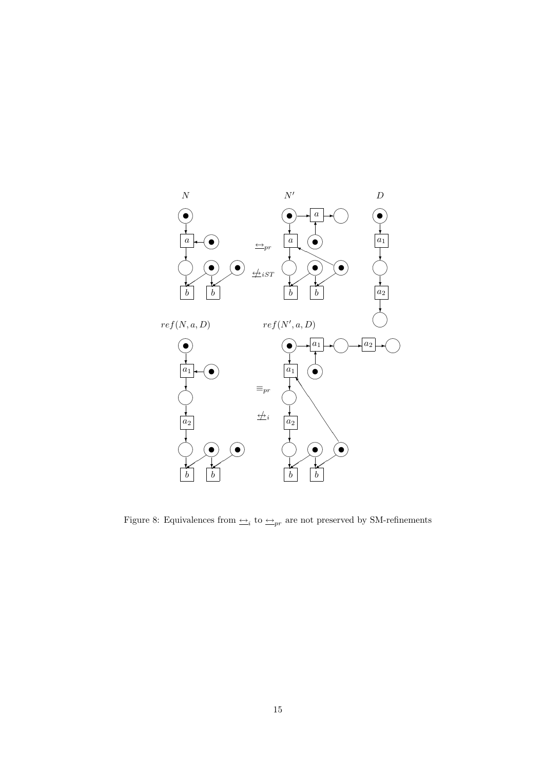$N$

$N'$

$D$

$\underline{\leftrightarrow}_{pr}$

$\underline{\not\leftrightarrow}_{iST}$

$ref(N, a, D)$

$ref(N', a, D)$

$\equiv_{pr}$

$\underline{\not\leftrightarrow}_{i}$

Figure 8: Equivalences from $\underline{\leftrightarrow}_i$ to $\underline{\leftrightarrow}_{pr}$ are not preserved by SM-refinements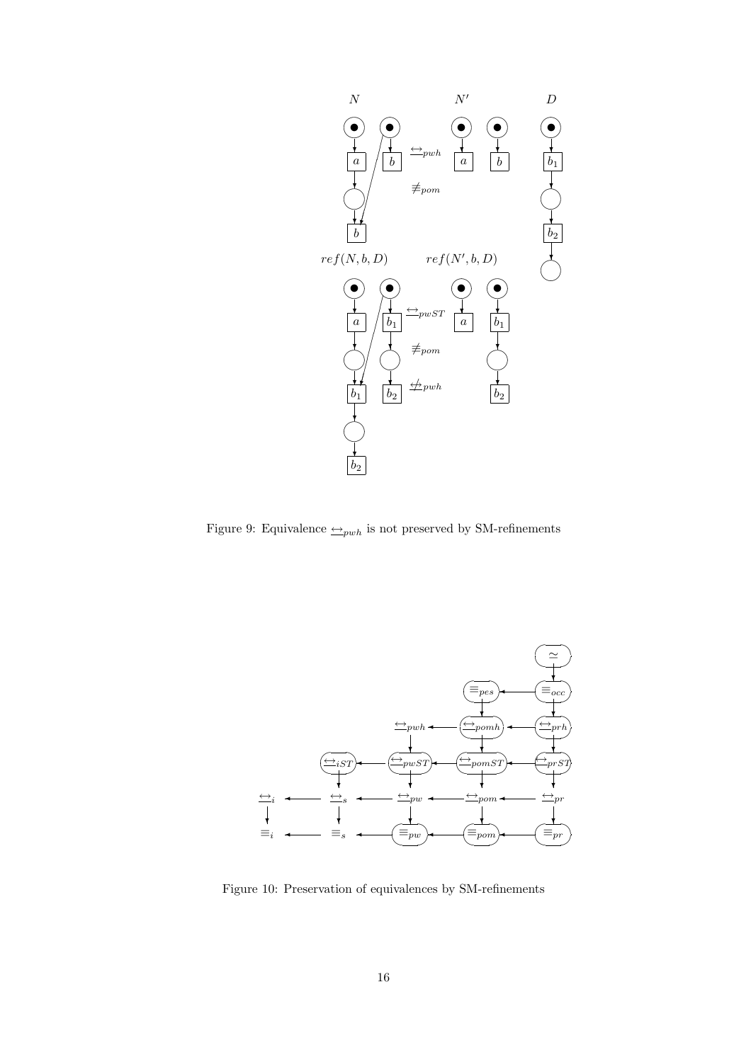$N$

$N'$

$D$

$\underline{\leftrightarrow}_{pwh}$

$\not\equiv_{pom}$

$ref(N, b, D)$

$ref(N', b, D)$

$\underline{\leftrightarrow}_{pwST}$

$\not\equiv_{pom}$

$\underline{\not\leftrightarrow}_{pwh}$

Figure 9: Equivalence $\underline{\leftrightarrow}_{pwh}$ is not preserved by SM-refinements

$\simeq$

$\equiv_{pes}$ $\equiv_{occ}$

$\underline{\leftrightarrow}_{pwh}$ $\underline{\leftrightarrow}_{pomh}$ $\underline{\leftrightarrow}_{prh}$

$\underline{\leftrightarrow}_{iST}$ $\underline{\leftrightarrow}_{pwST}$ $\underline{\leftrightarrow}_{pomST}$ $\underline{\leftrightarrow}_{prST}$

$\underline{\leftrightarrow}_{i}$ $\underline{\leftrightarrow}_{s}$ $\underline{\leftrightarrow}_{pw}$ $\underline{\leftrightarrow}_{pom}$ $\underline{\leftrightarrow}_{pr}$

$\equiv_{i}$ $\equiv_{s}$ $\equiv_{pw}$ $\equiv_{pom}$ $\equiv_{pr}$

Figure 10: Preservation of equivalences by SM-refinements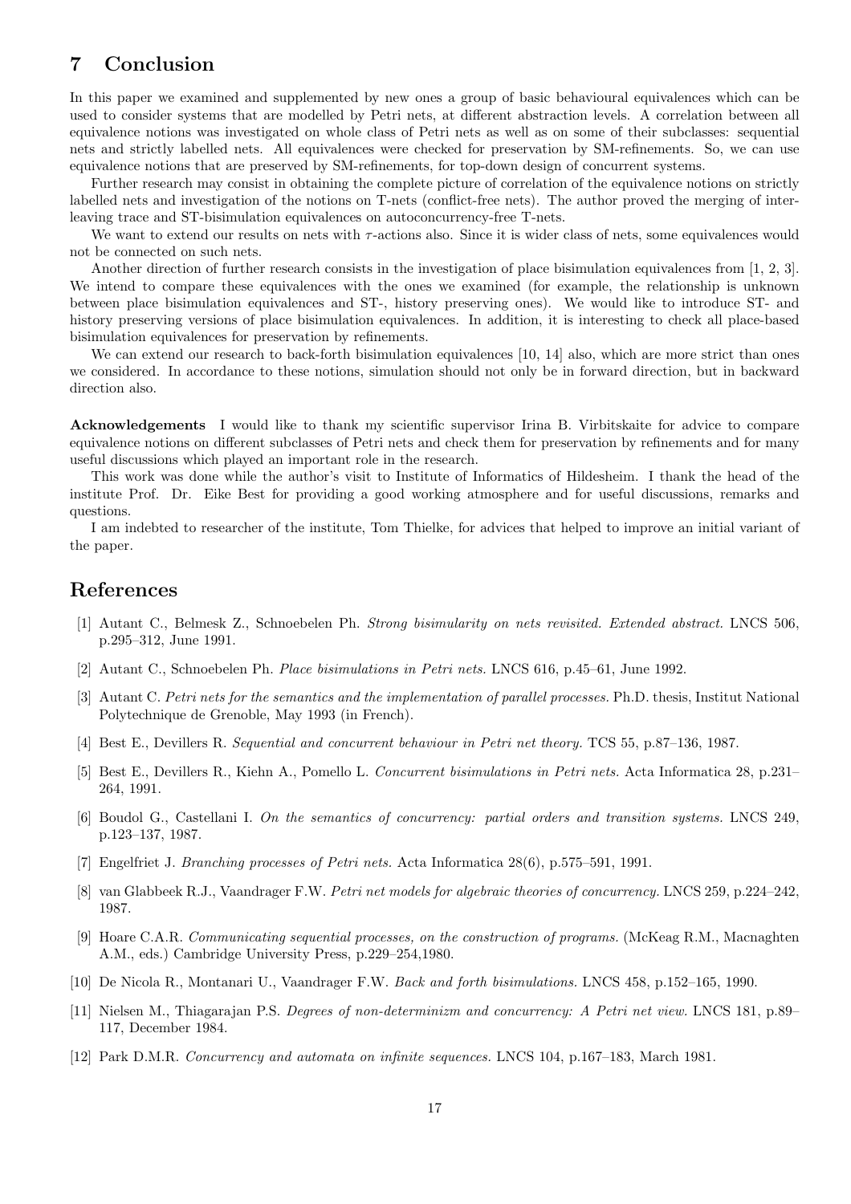## 7 Conclusion

In this paper we examined and supplemented by new ones a group of basic behavioural equivalences which can be used to consider systems that are modelled by Petri nets, at different abstraction levels. A correlation between all equivalence notions was investigated on whole class of Petri nets as well as on some of their subclasses: sequential nets and strictly labelled nets. All equivalences were checked for preservation by SM-refinements. So, we can use equivalence notions that are preserved by SM-refinements, for top-down design of concurrent systems.

Further research may consist in obtaining the complete picture of correlation of the equivalence notions on strictly labelled nets and investigation of the notions on T-nets (conflict-free nets). The author proved the merging of interleaving trace and ST-bisimulation equivalences on autoconcurrency-free T-nets.

We want to extend our results on nets with $\tau$-actions also. Since it is wider class of nets, some equivalences would not be connected on such nets.

Another direction of further research consists in the investigation of place bisimulation equivalences from [1, 2, 3]. We intend to compare these equivalences with the ones we examined (for example, the relationship is unknown between place bisimulation equivalences and ST-, history preserving ones). We would like to introduce ST- and history preserving versions of place bisimulation equivalences. In addition, it is interesting to check all place-based bisimulation equivalences for preservation by refinements.

We can extend our research to back-forth bisimulation equivalences [10, 14] also, which are more strict than ones we considered. In accordance to these notions, simulation should not only be in forward direction, but in backward direction also.

**Acknowledgements** I would like to thank my scientific supervisor Irina B. Virbitskaite for advice to compare equivalence notions on different subclasses of Petri nets and check them for preservation by refinements and for many useful discussions which played an important role in the research.

This work was done while the author's visit to Institute of Informatics of Hildesheim. I thank the head of the institute Prof. Dr. Eike Best for providing a good working atmosphere and for useful discussions, remarks and questions.

I am indebted to researcher of the institute, Tom Thielke, for advices that helped to improve an initial variant of the paper.

## References

[1] Autant C., Belmesk Z., Schnoebelen Ph. *Strong bisimularity on nets revisited. Extended abstract.* LNCS 506, p.295–312, June 1991.

[2] Autant C., Schnoebelen Ph. *Place bisimulations in Petri nets.* LNCS 616, p.45–61, June 1992.

[3] Autant C. *Petri nets for the semantics and the implementation of parallel processes.* Ph.D. thesis, Institut National Polytechnique de Grenoble, May 1993 (in French).

[4] Best E., Devillers R. *Sequential and concurrent behaviour in Petri net theory.* TCS 55, p.87–136, 1987.

[5] Best E., Devillers R., Kiehn A., Pomello L. *Concurrent bisimulations in Petri nets.* Acta Informatica 28, p.231–264, 1991.

[6] Boudol G., Castellani I. *On the semantics of concurrency: partial orders and transition systems.* LNCS 249, p.123–137, 1987.

[7] Engelfriet J. *Branching processes of Petri nets.* Acta Informatica 28(6), p.575–591, 1991.

[8] van Glabbeek R.J., Vaandrager F.W. *Petri net models for algebraic theories of concurrency.* LNCS 259, p.224–242, 1987.

[9] Hoare C.A.R. *Communicating sequential processes, on the construction of programs.* (McKeag R.M., Macnaghten A.M., eds.) Cambridge University Press, p.229–254,1980.

[10] De Nicola R., Montanari U., Vaandrager F.W. *Back and forth bisimulations.* LNCS 458, p.152–165, 1990.

[11] Nielsen M., Thiagarajan P.S. *Degrees of non-determinizm and concurrency: A Petri net view.* LNCS 181, p.89–117, December 1984.

[12] Park D.M.R. *Concurrency and automata on infinite sequences.* LNCS 104, p.167–183, March 1981.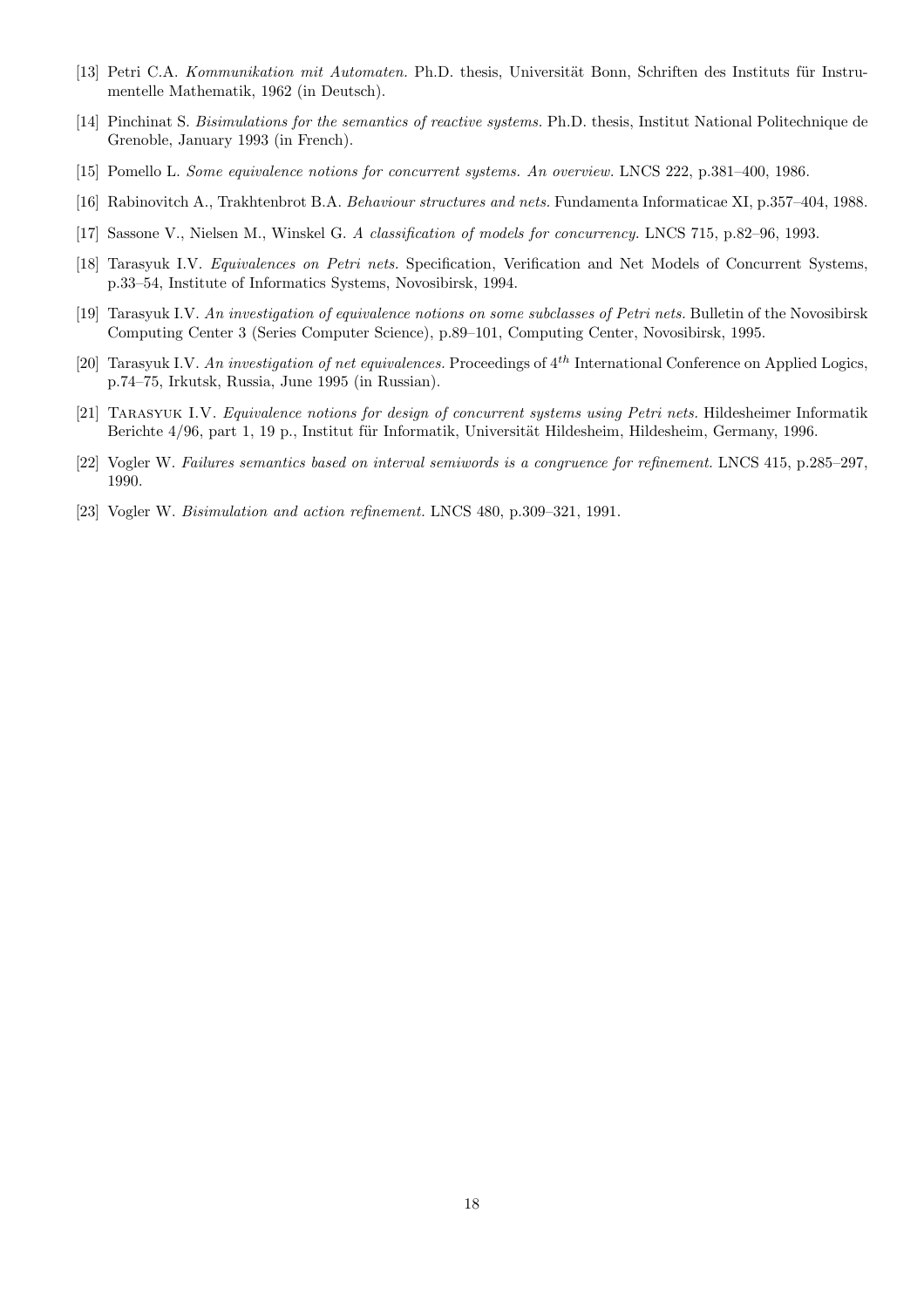[13] Petri C.A. *Kommunikation mit Automaten.* Ph.D. thesis, Universität Bonn, Schriften des Instituts für Instrumentelle Mathematik, 1962 (in Deutsch).

[14] Pinchinat S. *Bisimulations for the semantics of reactive systems.* Ph.D. thesis, Institut National Politechnique de Grenoble, January 1993 (in French).

[15] Pomello L. *Some equivalence notions for concurrent systems. An overview.* LNCS 222, p.381–400, 1986.

[16] Rabinovitch A., Trakhtenbrot B.A. *Behaviour structures and nets.* Fundamenta Informaticae XI, p.357–404, 1988.

[17] Sassone V., Nielsen M., Winskel G. *A classification of models for concurrency.* LNCS 715, p.82–96, 1993.

[18] Tarasyuk I.V. *Equivalences on Petri nets.* Specification, Verification and Net Models of Concurrent Systems, p.33–54, Institute of Informatics Systems, Novosibirsk, 1994.

[19] Tarasyuk I.V. *An investigation of equivalence notions on some subclasses of Petri nets.* Bulletin of the Novosibirsk Computing Center 3 (Series Computer Science), p.89–101, Computing Center, Novosibirsk, 1995.

[20] Tarasyuk I.V. *An investigation of net equivalences.* Proceedings of $4^{th}$ International Conference on Applied Logics, p.74–75, Irkutsk, Russia, June 1995 (in Russian).

[21] Tarasyuk I.V. *Equivalence notions for design of concurrent systems using Petri nets.* Hildesheimer Informatik Berichte 4/96, part 1, 19 p., Institut für Informatik, Universität Hildesheim, Hildesheim, Germany, 1996.

[22] Vogler W. *Failures semantics based on interval semiwords is a congruence for refinement.* LNCS 415, p.285–297, 1990.

[23] Vogler W. *Bisimulation and action refinement.* LNCS 480, p.309–321, 1991.